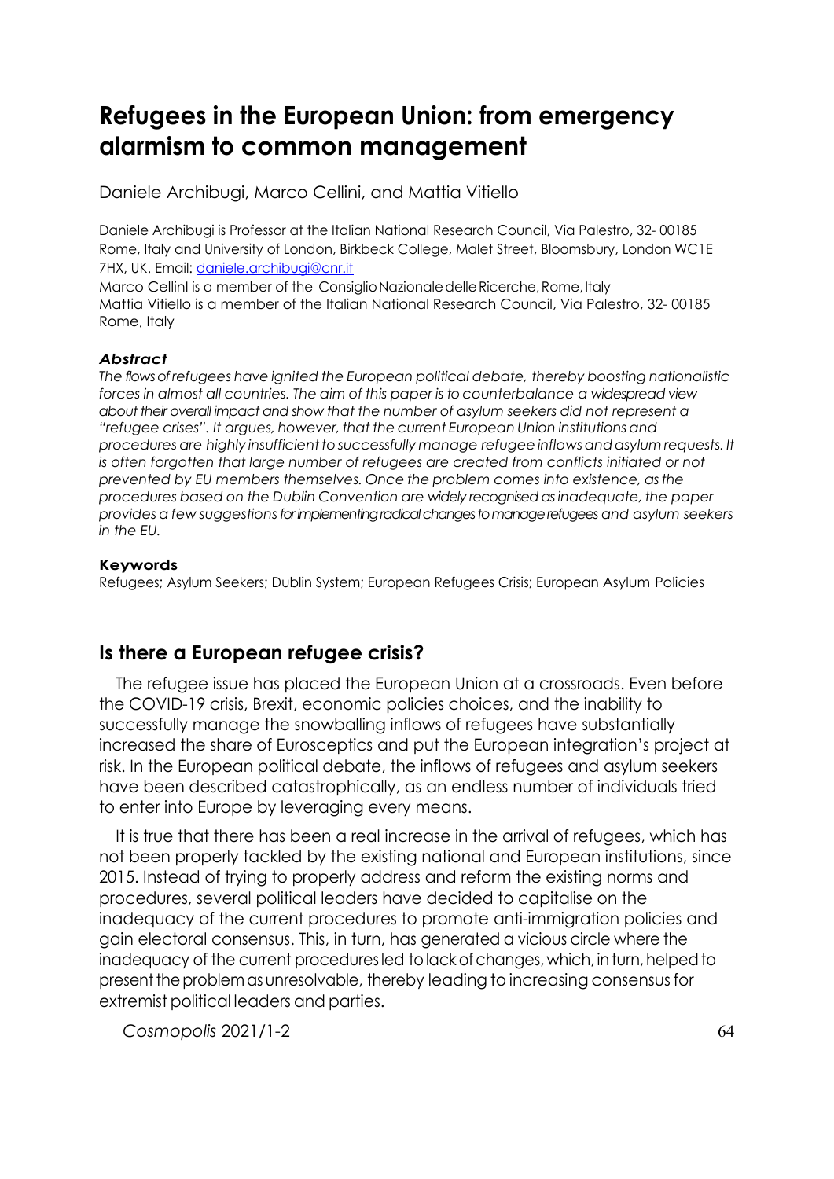# Refugees in the European Union: from emergency alarmism to common management

Daniele Archibugi, Marco Cellini, and Mattia Vitiello

Daniele Archibugi is Professor at the Italian National Research Council, Via Palestro, 32- 00185 Rome, Italy and University of London, Birkbeck College, Malet Street, Bloomsbury, London WC1E 7HX, UK. Email: daniele.archibugi@cnr.it

Marco CellinI is a member of the Consiglio Nazionale delle Ricerche, Rome, Italy

Mattia Vitiello is a member of the Italian National Research Council, Via Palestro, 32- 00185 Rome, Italy

***Abstract***

*The flows of refugees have ignited the European political debate, thereby boosting nationalistic forces in almost all countries. The aim of this paper is to counterbalance a widespread view about their overall impact and show that the number of asylum seekers did not represent a "refugee crises". It argues, however, that the current European Union institutions and procedures are highly insufficient to successfully manage refugee inflows and asylum requests. It is often forgotten that large number of refugees are created from conflicts initiated or not prevented by EU members themselves. Once the problem comes into existence, as the procedures based on the Dublin Convention are widely recognised as inadequate, the paper provides a few suggestions for implementing radical changes to manage refugees and asylum seekers in the EU.*

**Keywords**

Refugees; Asylum Seekers; Dublin System; European Refugees Crisis; European Asylum Policies

## Is there a European refugee crisis?

The refugee issue has placed the European Union at a crossroads. Even before the COVID-19 crisis, Brexit, economic policies choices, and the inability to successfully manage the snowballing inflows of refugees have substantially increased the share of Eurosceptics and put the European integration's project at risk. In the European political debate, the inflows of refugees and asylum seekers have been described catastrophically, as an endless number of individuals tried to enter into Europe by leveraging every means.

It is true that there has been a real increase in the arrival of refugees, which has not been properly tackled by the existing national and European institutions, since 2015. Instead of trying to properly address and reform the existing norms and procedures, several political leaders have decided to capitalise on the inadequacy of the current procedures to promote anti-immigration policies and gain electoral consensus. This, in turn, has generated a vicious circle where the inadequacy of the current procedures led to lack of changes, which, in turn, helped to present the problem as unresolvable, thereby leading to increasing consensus for extremist political leaders and parties.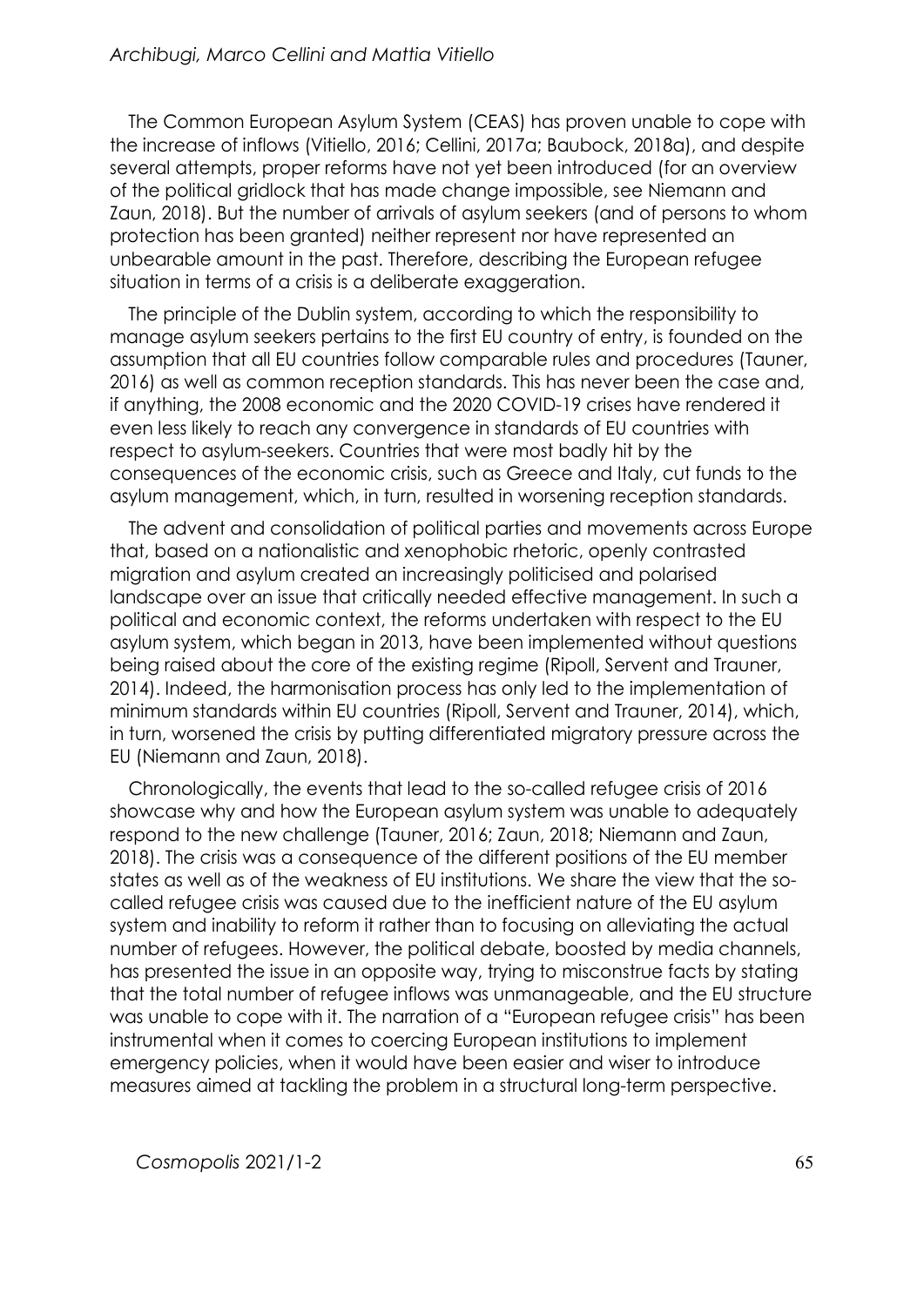The Common European Asylum System (CEAS) has proven unable to cope with the increase of inflows (Vitiello, 2016; Cellini, 2017a; Baubock, 2018a), and despite several attempts, proper reforms have not yet been introduced (for an overview of the political gridlock that has made change impossible, see Niemann and Zaun, 2018). But the number of arrivals of asylum seekers (and of persons to whom protection has been granted) neither represent nor have represented an unbearable amount in the past. Therefore, describing the European refugee situation in terms of a crisis is a deliberate exaggeration.

The principle of the Dublin system, according to which the responsibility to manage asylum seekers pertains to the first EU country of entry, is founded on the assumption that all EU countries follow comparable rules and procedures (Tauner, 2016) as well as common reception standards. This has never been the case and, if anything, the 2008 economic and the 2020 COVID-19 crises have rendered it even less likely to reach any convergence in standards of EU countries with respect to asylum-seekers. Countries that were most badly hit by the consequences of the economic crisis, such as Greece and Italy, cut funds to the asylum management, which, in turn, resulted in worsening reception standards.

The advent and consolidation of political parties and movements across Europe that, based on a nationalistic and xenophobic rhetoric, openly contrasted migration and asylum created an increasingly politicised and polarised landscape over an issue that critically needed effective management. In such a political and economic context, the reforms undertaken with respect to the EU asylum system, which began in 2013, have been implemented without questions being raised about the core of the existing regime (Ripoll, Servent and Trauner, 2014). Indeed, the harmonisation process has only led to the implementation of minimum standards within EU countries (Ripoll, Servent and Trauner, 2014), which, in turn, worsened the crisis by putting differentiated migratory pressure across the EU (Niemann and Zaun, 2018).

Chronologically, the events that lead to the so-called refugee crisis of 2016 showcase why and how the European asylum system was unable to adequately respond to the new challenge (Tauner, 2016; Zaun, 2018; Niemann and Zaun, 2018). The crisis was a consequence of the different positions of the EU member states as well as of the weakness of EU institutions. We share the view that the so-called refugee crisis was caused due to the inefficient nature of the EU asylum system and inability to reform it rather than to focusing on alleviating the actual number of refugees. However, the political debate, boosted by media channels, has presented the issue in an opposite way, trying to misconstrue facts by stating that the total number of refugee inflows was unmanageable, and the EU structure was unable to cope with it. The narration of a "European refugee crisis" has been instrumental when it comes to coercing European institutions to implement emergency policies, when it would have been easier and wiser to introduce measures aimed at tackling the problem in a structural long-term perspective.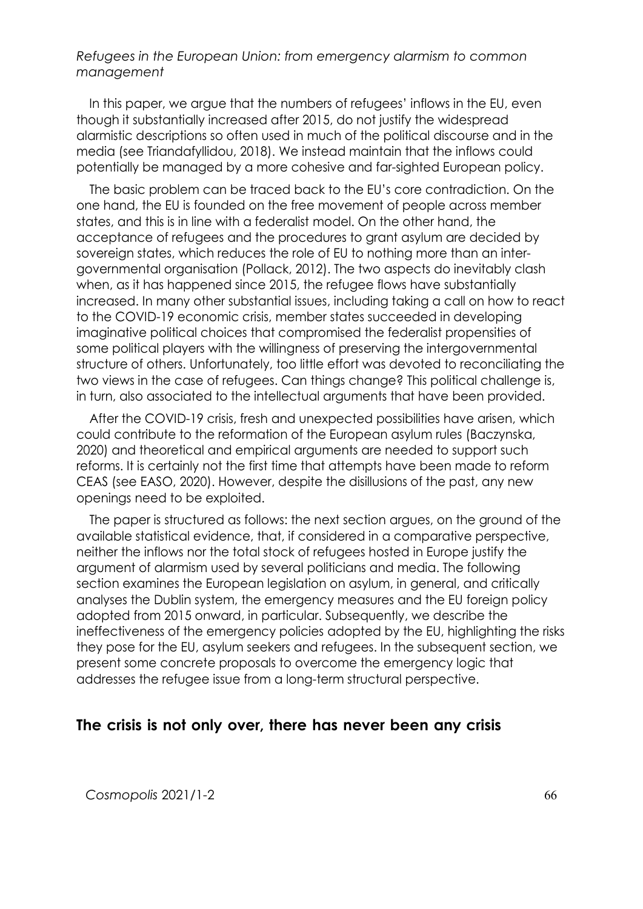*Refugees in the European Union: from emergency alarmism to common management*

In this paper, we argue that the numbers of refugees' inflows in the EU, even though it substantially increased after 2015, do not justify the widespread alarmistic descriptions so often used in much of the political discourse and in the media (see Triandafyllidou, 2018). We instead maintain that the inflows could potentially be managed by a more cohesive and far-sighted European policy.

The basic problem can be traced back to the EU's core contradiction. On the one hand, the EU is founded on the free movement of people across member states, and this is in line with a federalist model. On the other hand, the acceptance of refugees and the procedures to grant asylum are decided by sovereign states, which reduces the role of EU to nothing more than an inter-governmental organisation (Pollack, 2012). The two aspects do inevitably clash when, as it has happened since 2015, the refugee flows have substantially increased. In many other substantial issues, including taking a call on how to react to the COVID-19 economic crisis, member states succeeded in developing imaginative political choices that compromised the federalist propensities of some political players with the willingness of preserving the intergovernmental structure of others. Unfortunately, too little effort was devoted to reconciliating the two views in the case of refugees. Can things change? This political challenge is, in turn, also associated to the intellectual arguments that have been provided.

After the COVID-19 crisis, fresh and unexpected possibilities have arisen, which could contribute to the reformation of the European asylum rules (Baczynska, 2020) and theoretical and empirical arguments are needed to support such reforms. It is certainly not the first time that attempts have been made to reform CEAS (see EASO, 2020). However, despite the disillusions of the past, any new openings need to be exploited.

The paper is structured as follows: the next section argues, on the ground of the available statistical evidence, that, if considered in a comparative perspective, neither the inflows nor the total stock of refugees hosted in Europe justify the argument of alarmism used by several politicians and media. The following section examines the European legislation on asylum, in general, and critically analyses the Dublin system, the emergency measures and the EU foreign policy adopted from 2015 onward, in particular. Subsequently, we describe the ineffectiveness of the emergency policies adopted by the EU, highlighting the risks they pose for the EU, asylum seekers and refugees. In the subsequent section, we present some concrete proposals to overcome the emergency logic that addresses the refugee issue from a long-term structural perspective.

## The crisis is not only over, there has never been any crisis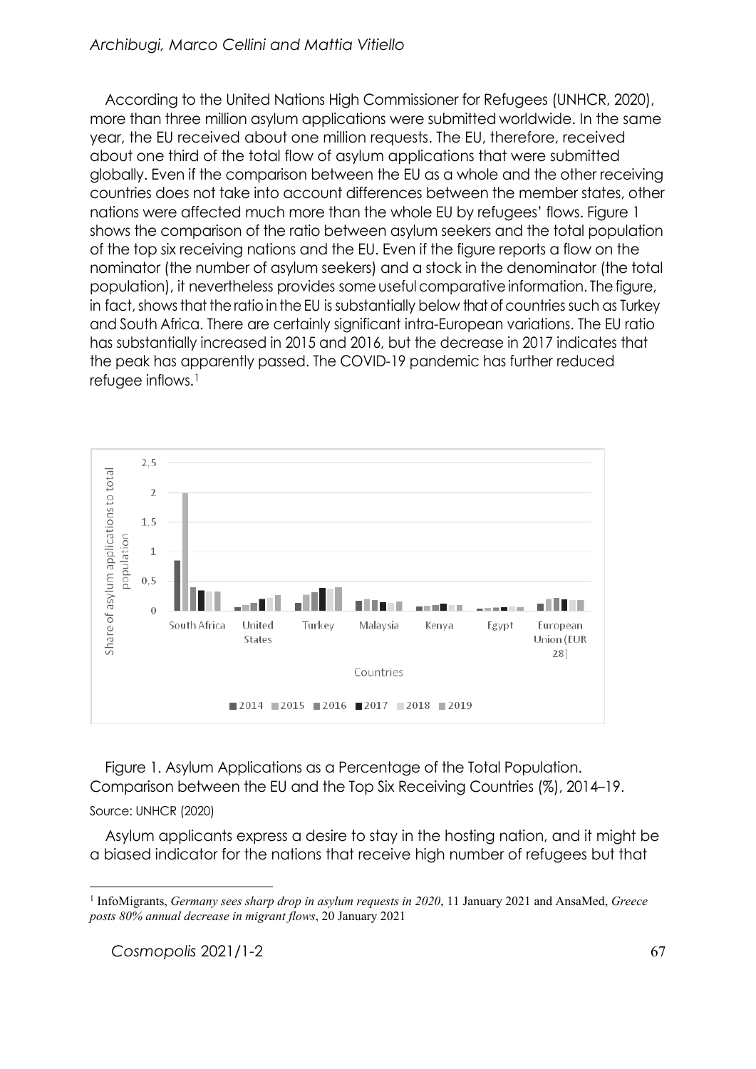According to the United Nations High Commissioner for Refugees (UNHCR, 2020), more than three million asylum applications were submitted worldwide. In the same year, the EU received about one million requests. The EU, therefore, received about one third of the total flow of asylum applications that were submitted globally. Even if the comparison between the EU as a whole and the other receiving countries does not take into account differences between the member states, other nations were affected much more than the whole EU by refugees' flows. Figure 1 shows the comparison of the ratio between asylum seekers and the total population of the top six receiving nations and the EU. Even if the figure reports a flow on the nominator (the number of asylum seekers) and a stock in the denominator (the total population), it nevertheless provides some useful comparative information. The figure, in fact, shows that the ratio in the EU is substantially below that of countries such as Turkey and South Africa. There are certainly significant intra-European variations. The EU ratio has substantially increased in 2015 and 2016, but the decrease in 2017 indicates that the peak has apparently passed. The COVID-19 pandemic has further reduced refugee inflows.[1]

Figure 1. Asylum Applications as a Percentage of the Total Population. Comparison between the EU and the Top Six Receiving Countries (%), 2014–19.

Source: UNHCR (2020)

Asylum applicants express a desire to stay in the hosting nation, and it might be a biased indicator for the nations that receive high number of refugees but that

[1] InfoMigrants, *Germany sees sharp drop in asylum requests in 2020*, 11 January 2021 and AnsaMed, *Greece posts 80% annual decrease in migrant flows*, 20 January 2021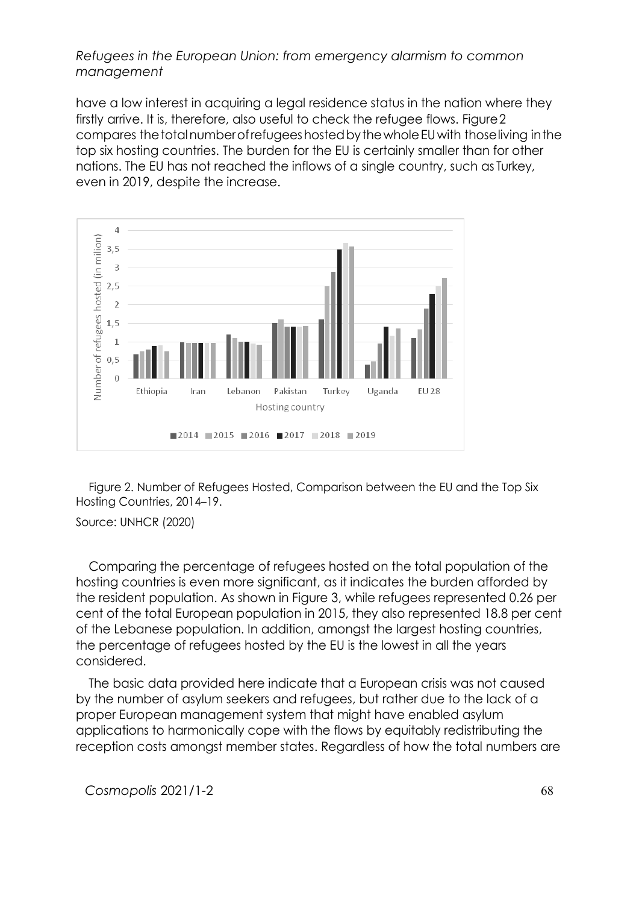have a low interest in acquiring a legal residence status in the nation where they firstly arrive. It is, therefore, also useful to check the refugee flows. Figure 2 compares the total number of refugees hosted by the whole EU with those living in the top six hosting countries. The burden for the EU is certainly smaller than for other nations. The EU has not reached the inflows of a single country, such as Turkey, even in 2019, despite the increase.

Figure 2. Number of Refugees Hosted, Comparison between the EU and the Top Six Hosting Countries, 2014–19.

Source: UNHCR (2020)

Comparing the percentage of refugees hosted on the total population of the hosting countries is even more significant, as it indicates the burden afforded by the resident population. As shown in Figure 3, while refugees represented 0.26 per cent of the total European population in 2015, they also represented 18.8 per cent of the Lebanese population. In addition, amongst the largest hosting countries, the percentage of refugees hosted by the EU is the lowest in all the years considered.

The basic data provided here indicate that a European crisis was not caused by the number of asylum seekers and refugees, but rather due to the lack of a proper European management system that might have enabled asylum applications to harmonically cope with the flows by equitably redistributing the reception costs amongst member states. Regardless of how the total numbers are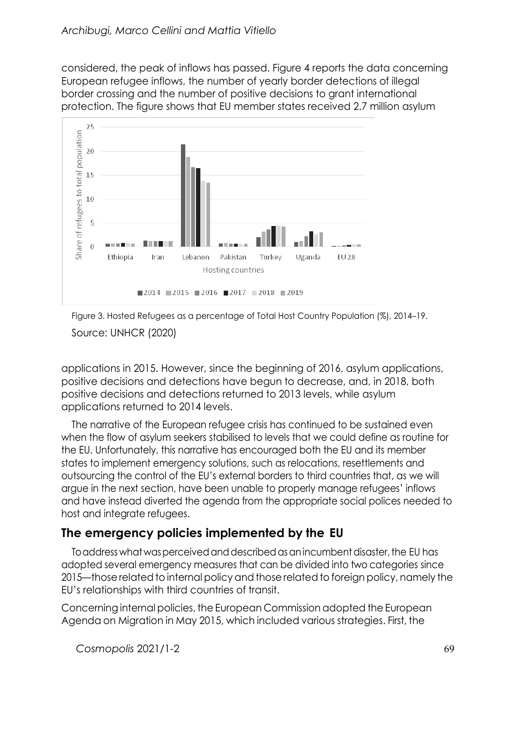considered, the peak of inflows has passed. Figure 4 reports the data concerning European refugee inflows, the number of yearly border detections of illegal border crossing and the number of positive decisions to grant international protection. The figure shows that EU member states received 2.7 million asylum applications in 2015. However, since the beginning of 2016, asylum applications, positive decisions and detections have begun to decrease, and, in 2018, both positive decisions and detections returned to 2013 levels, while asylum applications returned to 2014 levels.

Figure 3. Hosted Refugees as a percentage of Total Host Country Population (%), 2014–19.

Source: UNHCR (2020)

The narrative of the European refugee crisis has continued to be sustained even when the flow of asylum seekers stabilised to levels that we could define as routine for the EU. Unfortunately, this narrative has encouraged both the EU and its member states to implement emergency solutions, such as relocations, resettlements and outsourcing the control of the EU's external borders to third countries that, as we will argue in the next section, have been unable to properly manage refugees' inflows and have instead diverted the agenda from the appropriate social polices needed to host and integrate refugees.

## The emergency policies implemented by the EU

To address what was perceived and described as an incumbent disaster, the EU has adopted several emergency measures that can be divided into two categories since 2015—those related to internal policy and those related to foreign policy, namely the EU's relationships with third countries of transit.

Concerning internal policies, the European Commission adopted the European Agenda on Migration in May 2015, which included various strategies. First, the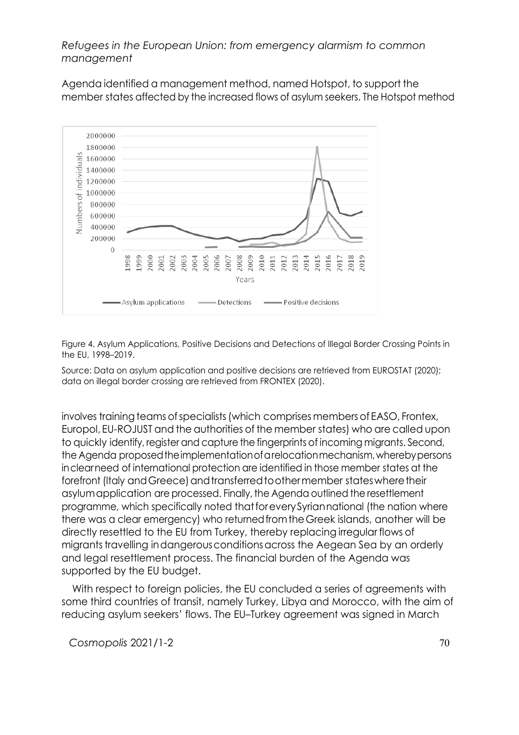Agenda identified a management method, named Hotspot, to support the member states affected by the increased flows of asylum seekers. The Hotspot method

Figure 4. Asylum Applications, Positive Decisions and Detections of Illegal Border Crossing Points in the EU, 1998–2019.

Source: Data on asylum application and positive decisions are retrieved from EUROSTAT (2020); data on illegal border crossing are retrieved from FRONTEX (2020).

involves training teams of specialists (which comprises members of EASO, Frontex, Europol, EU-ROJUST and the authorities of the member states) who are called upon to quickly identify, register and capture the fingerprints of incoming migrants. Second, the Agenda proposed the implementation of a relocation mechanism, whereby persons in clear need of international protection are identified in those member states at the forefront (Italy and Greece) and transferred to other member states where their asylum application are processed. Finally, the Agenda outlined the resettlement programme, which specifically noted that for every Syrian national (the nation where there was a clear emergency) who returned from the Greek islands, another will be directly resettled to the EU from Turkey, thereby replacing irregular flows of migrants travelling in dangerous conditions across the Aegean Sea by an orderly and legal resettlement process. The financial burden of the Agenda was supported by the EU budget.

With respect to foreign policies, the EU concluded a series of agreements with some third countries of transit, namely Turkey, Libya and Morocco, with the aim of reducing asylum seekers' flows. The EU–Turkey agreement was signed in March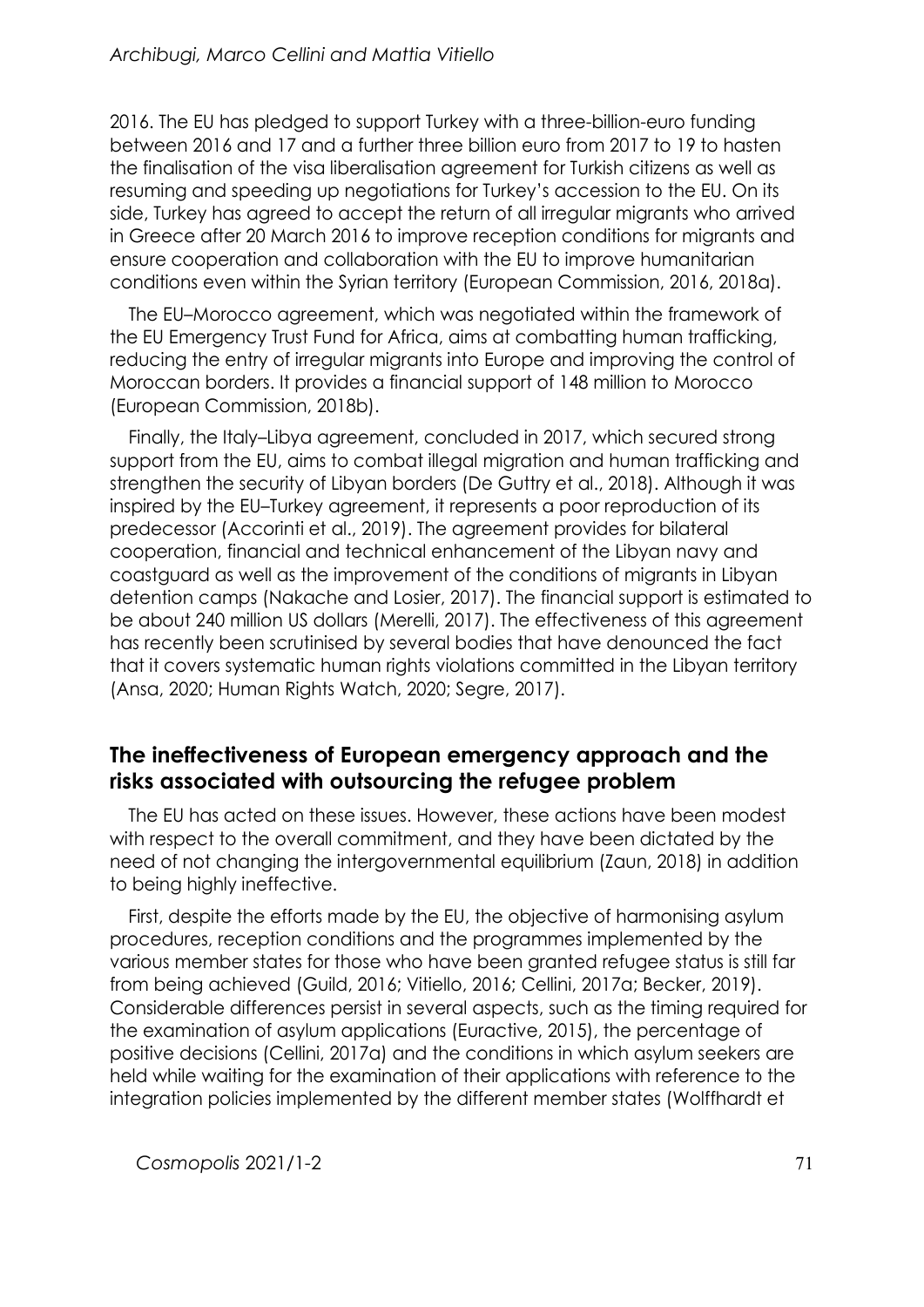2016. The EU has pledged to support Turkey with a three-billion-euro funding between 2016 and 17 and a further three billion euro from 2017 to 19 to hasten the finalisation of the visa liberalisation agreement for Turkish citizens as well as resuming and speeding up negotiations for Turkey's accession to the EU. On its side, Turkey has agreed to accept the return of all irregular migrants who arrived in Greece after 20 March 2016 to improve reception conditions for migrants and ensure cooperation and collaboration with the EU to improve humanitarian conditions even within the Syrian territory (European Commission, 2016, 2018a).

The EU–Morocco agreement, which was negotiated within the framework of the EU Emergency Trust Fund for Africa, aims at combatting human trafficking, reducing the entry of irregular migrants into Europe and improving the control of Moroccan borders. It provides a financial support of 148 million to Morocco (European Commission, 2018b).

Finally, the Italy–Libya agreement, concluded in 2017, which secured strong support from the EU, aims to combat illegal migration and human trafficking and strengthen the security of Libyan borders (De Guttry et al., 2018). Although it was inspired by the EU–Turkey agreement, it represents a poor reproduction of its predecessor (Accorinti et al., 2019). The agreement provides for bilateral cooperation, financial and technical enhancement of the Libyan navy and coastguard as well as the improvement of the conditions of migrants in Libyan detention camps (Nakache and Losier, 2017). The financial support is estimated to be about 240 million US dollars (Merelli, 2017). The effectiveness of this agreement has recently been scrutinised by several bodies that have denounced the fact that it covers systematic human rights violations committed in the Libyan territory (Ansa, 2020; Human Rights Watch, 2020; Segre, 2017).

## The ineffectiveness of European emergency approach and the risks associated with outsourcing the refugee problem

The EU has acted on these issues. However, these actions have been modest with respect to the overall commitment, and they have been dictated by the need of not changing the intergovernmental equilibrium (Zaun, 2018) in addition to being highly ineffective.

First, despite the efforts made by the EU, the objective of harmonising asylum procedures, reception conditions and the programmes implemented by the various member states for those who have been granted refugee status is still far from being achieved (Guild, 2016; Vitiello, 2016; Cellini, 2017a; Becker, 2019). Considerable differences persist in several aspects, such as the timing required for the examination of asylum applications (Euractive, 2015), the percentage of positive decisions (Cellini, 2017a) and the conditions in which asylum seekers are held while waiting for the examination of their applications with reference to the integration policies implemented by the different member states (Wolffhardt et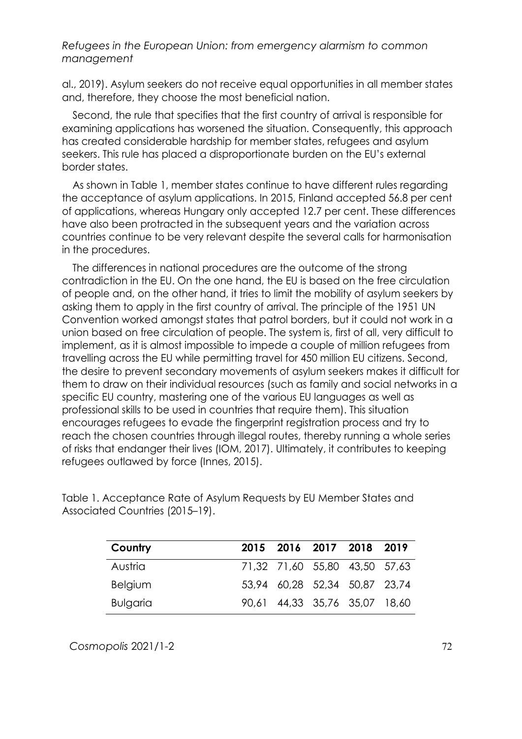al., 2019). Asylum seekers do not receive equal opportunities in all member states and, therefore, they choose the most beneficial nation.

Second, the rule that specifies that the first country of arrival is responsible for examining applications has worsened the situation. Consequently, this approach has created considerable hardship for member states, refugees and asylum seekers. This rule has placed a disproportionate burden on the EU's external border states.

As shown in Table 1, member states continue to have different rules regarding the acceptance of asylum applications. In 2015, Finland accepted 56.8 per cent of applications, whereas Hungary only accepted 12.7 per cent. These differences have also been protracted in the subsequent years and the variation across countries continue to be very relevant despite the several calls for harmonisation in the procedures.

The differences in national procedures are the outcome of the strong contradiction in the EU. On the one hand, the EU is based on the free circulation of people and, on the other hand, it tries to limit the mobility of asylum seekers by asking them to apply in the first country of arrival. The principle of the 1951 UN Convention worked amongst states that patrol borders, but it could not work in a union based on free circulation of people. The system is, first of all, very difficult to implement, as it is almost impossible to impede a couple of million refugees from travelling across the EU while permitting travel for 450 million EU citizens. Second, the desire to prevent secondary movements of asylum seekers makes it difficult for them to draw on their individual resources (such as family and social networks in a specific EU country, mastering one of the various EU languages as well as professional skills to be used in countries that require them). This situation encourages refugees to evade the fingerprint registration process and try to reach the chosen countries through illegal routes, thereby running a whole series of risks that endanger their lives (IOM, 2017). Ultimately, it contributes to keeping refugees outlawed by force (Innes, 2015).

Table 1. Acceptance Rate of Asylum Requests by EU Member States and Associated Countries (2015–19).

| Country | 2015 | 2016 | 2017 | 2018 | 2019 |
|---|---|---|---|---|---|
| Austria | 71,32 | 71,60 | 55,80 | 43,50 | 57,63 |
| Belgium | 53,94 | 60,28 | 52,34 | 50,87 | 23,74 |
| Bulgaria | 90,61 | 44,33 | 35,76 | 35,07 | 18,60 |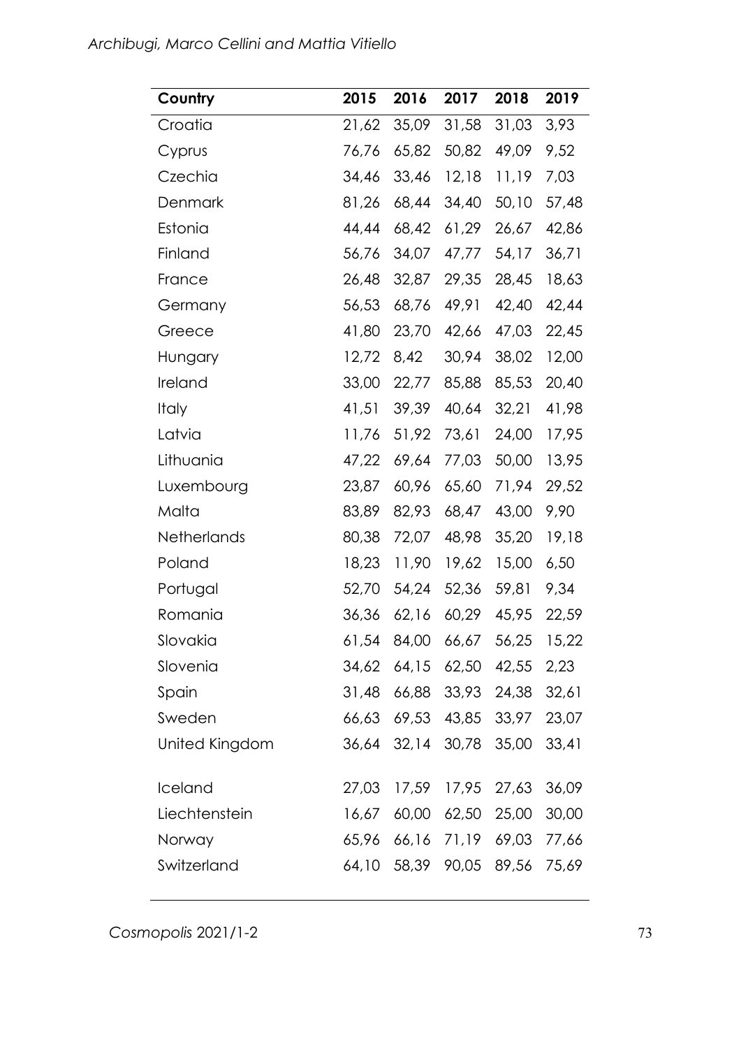| Country | 2015 | 2016 | 2017 | 2018 | 2019 |
|---|---|---|---|---|---|
| Croatia | 21,62 | 35,09 | 31,58 | 31,03 | 3,93 |
| Cyprus | 76,76 | 65,82 | 50,82 | 49,09 | 9,52 |
| Czechia | 34,46 | 33,46 | 12,18 | 11,19 | 7,03 |
| Denmark | 81,26 | 68,44 | 34,40 | 50,10 | 57,48 |
| Estonia | 44,44 | 68,42 | 61,29 | 26,67 | 42,86 |
| Finland | 56,76 | 34,07 | 47,77 | 54,17 | 36,71 |
| France | 26,48 | 32,87 | 29,35 | 28,45 | 18,63 |
| Germany | 56,53 | 68,76 | 49,91 | 42,40 | 42,44 |
| Greece | 41,80 | 23,70 | 42,66 | 47,03 | 22,45 |
| Hungary | 12,72 | 8,42 | 30,94 | 38,02 | 12,00 |
| Ireland | 33,00 | 22,77 | 85,88 | 85,53 | 20,40 |
| Italy | 41,51 | 39,39 | 40,64 | 32,21 | 41,98 |
| Latvia | 11,76 | 51,92 | 73,61 | 24,00 | 17,95 |
| Lithuania | 47,22 | 69,64 | 77,03 | 50,00 | 13,95 |
| Luxembourg | 23,87 | 60,96 | 65,60 | 71,94 | 29,52 |
| Malta | 83,89 | 82,93 | 68,47 | 43,00 | 9,90 |
| Netherlands | 80,38 | 72,07 | 48,98 | 35,20 | 19,18 |
| Poland | 18,23 | 11,90 | 19,62 | 15,00 | 6,50 |
| Portugal | 52,70 | 54,24 | 52,36 | 59,81 | 9,34 |
| Romania | 36,36 | 62,16 | 60,29 | 45,95 | 22,59 |
| Slovakia | 61,54 | 84,00 | 66,67 | 56,25 | 15,22 |
| Slovenia | 34,62 | 64,15 | 62,50 | 42,55 | 2,23 |
| Spain | 31,48 | 66,88 | 33,93 | 24,38 | 32,61 |
| Sweden | 66,63 | 69,53 | 43,85 | 33,97 | 23,07 |
| United Kingdom | 36,64 | 32,14 | 30,78 | 35,00 | 33,41 |
| Iceland | 27,03 | 17,59 | 17,95 | 27,63 | 36,09 |
| Liechtenstein | 16,67 | 60,00 | 62,50 | 25,00 | 30,00 |
| Norway | 65,96 | 66,16 | 71,19 | 69,03 | 77,66 |
| Switzerland | 64,10 | 58,39 | 90,05 | 89,56 | 75,69 |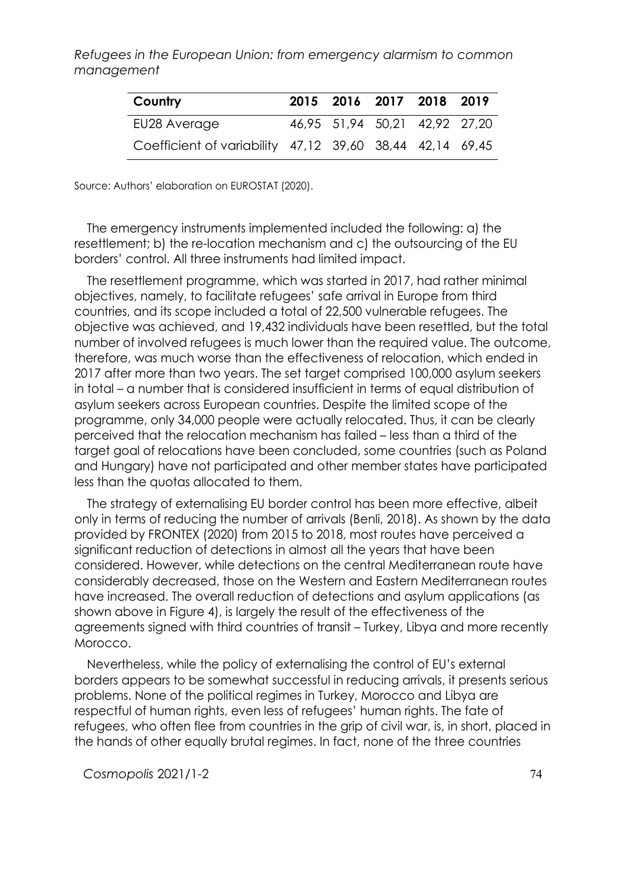| Country | 2015 | 2016 | 2017 | 2018 | 2019 |
|---|---|---|---|---|---|
| EU28 Average | 46,95 | 51,94 | 50,21 | 42,92 | 27,20 |
| Coefficient of variability | 47,12 | 39,60 | 38,44 | 42,14 | 69,45 |

Source: Authors' elaboration on EUROSTAT (2020).

The emergency instruments implemented included the following: a) the resettlement; b) the re-location mechanism and c) the outsourcing of the EU borders' control. All three instruments had limited impact.

The resettlement programme, which was started in 2017, had rather minimal objectives, namely, to facilitate refugees' safe arrival in Europe from third countries, and its scope included a total of 22,500 vulnerable refugees. The objective was achieved, and 19,432 individuals have been resettled, but the total number of involved refugees is much lower than the required value. The outcome, therefore, was much worse than the effectiveness of relocation, which ended in 2017 after more than two years. The set target comprised 100,000 asylum seekers in total – a number that is considered insufficient in terms of equal distribution of asylum seekers across European countries. Despite the limited scope of the programme, only 34,000 people were actually relocated. Thus, it can be clearly perceived that the relocation mechanism has failed – less than a third of the target goal of relocations have been concluded, some countries (such as Poland and Hungary) have not participated and other member states have participated less than the quotas allocated to them.

The strategy of externalising EU border control has been more effective, albeit only in terms of reducing the number of arrivals (Benli, 2018). As shown by the data provided by FRONTEX (2020) from 2015 to 2018, most routes have perceived a significant reduction of detections in almost all the years that have been considered. However, while detections on the central Mediterranean route have considerably decreased, those on the Western and Eastern Mediterranean routes have increased. The overall reduction of detections and asylum applications (as shown above in Figure 4), is largely the result of the effectiveness of the agreements signed with third countries of transit – Turkey, Libya and more recently Morocco.

Nevertheless, while the policy of externalising the control of EU's external borders appears to be somewhat successful in reducing arrivals, it presents serious problems. None of the political regimes in Turkey, Morocco and Libya are respectful of human rights, even less of refugees' human rights. The fate of refugees, who often flee from countries in the grip of civil war, is, in short, placed in the hands of other equally brutal regimes. In fact, none of the three countries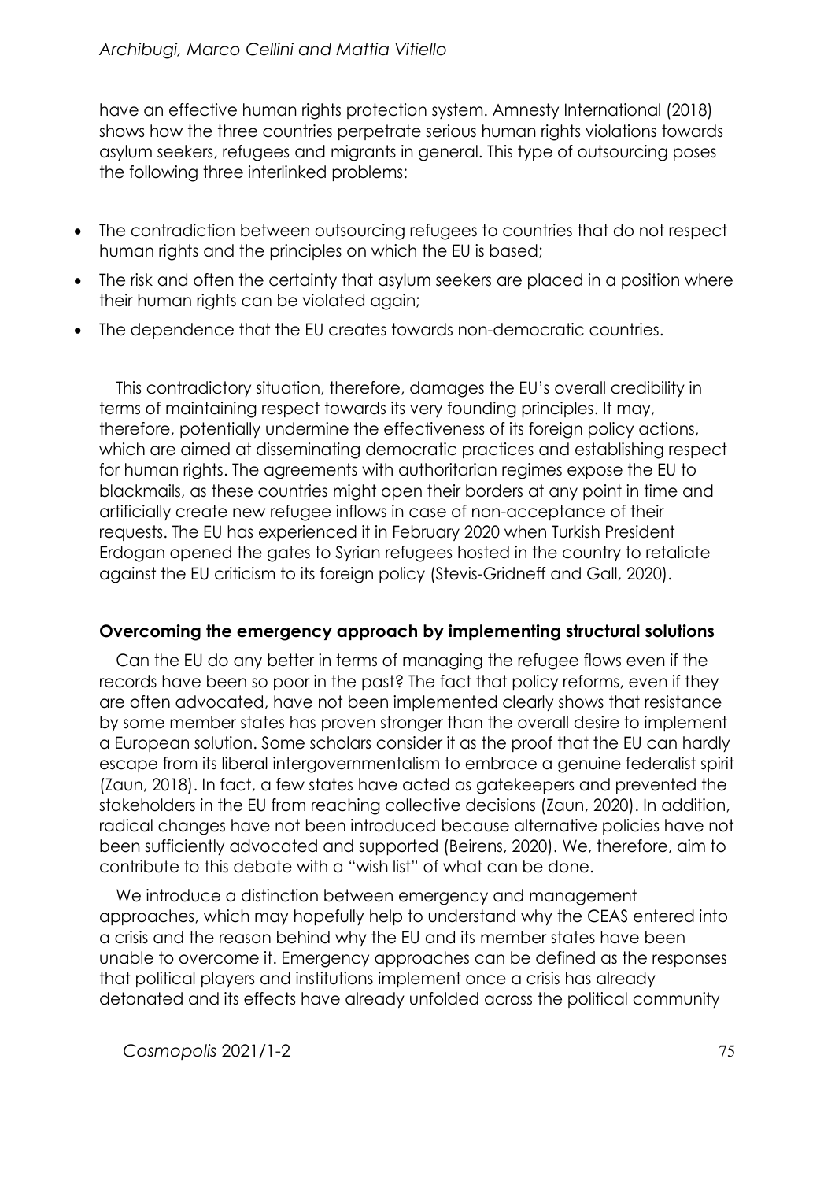have an effective human rights protection system. Amnesty International (2018) shows how the three countries perpetrate serious human rights violations towards asylum seekers, refugees and migrants in general. This type of outsourcing poses the following three interlinked problems:

- The contradiction between outsourcing refugees to countries that do not respect human rights and the principles on which the EU is based;
- The risk and often the certainty that asylum seekers are placed in a position where their human rights can be violated again;
- The dependence that the EU creates towards non-democratic countries.

This contradictory situation, therefore, damages the EU's overall credibility in terms of maintaining respect towards its very founding principles. It may, therefore, potentially undermine the effectiveness of its foreign policy actions, which are aimed at disseminating democratic practices and establishing respect for human rights. The agreements with authoritarian regimes expose the EU to blackmails, as these countries might open their borders at any point in time and artificially create new refugee inflows in case of non-acceptance of their requests. The EU has experienced it in February 2020 when Turkish President Erdogan opened the gates to Syrian refugees hosted in the country to retaliate against the EU criticism to its foreign policy (Stevis-Gridneff and Gall, 2020).

### Overcoming the emergency approach by implementing structural solutions

Can the EU do any better in terms of managing the refugee flows even if the records have been so poor in the past? The fact that policy reforms, even if they are often advocated, have not been implemented clearly shows that resistance by some member states has proven stronger than the overall desire to implement a European solution. Some scholars consider it as the proof that the EU can hardly escape from its liberal intergovernmentalism to embrace a genuine federalist spirit (Zaun, 2018). In fact, a few states have acted as gatekeepers and prevented the stakeholders in the EU from reaching collective decisions (Zaun, 2020). In addition, radical changes have not been introduced because alternative policies have not been sufficiently advocated and supported (Beirens, 2020). We, therefore, aim to contribute to this debate with a "wish list" of what can be done.

We introduce a distinction between emergency and management approaches, which may hopefully help to understand why the CEAS entered into a crisis and the reason behind why the EU and its member states have been unable to overcome it. Emergency approaches can be defined as the responses that political players and institutions implement once a crisis has already detonated and its effects have already unfolded across the political community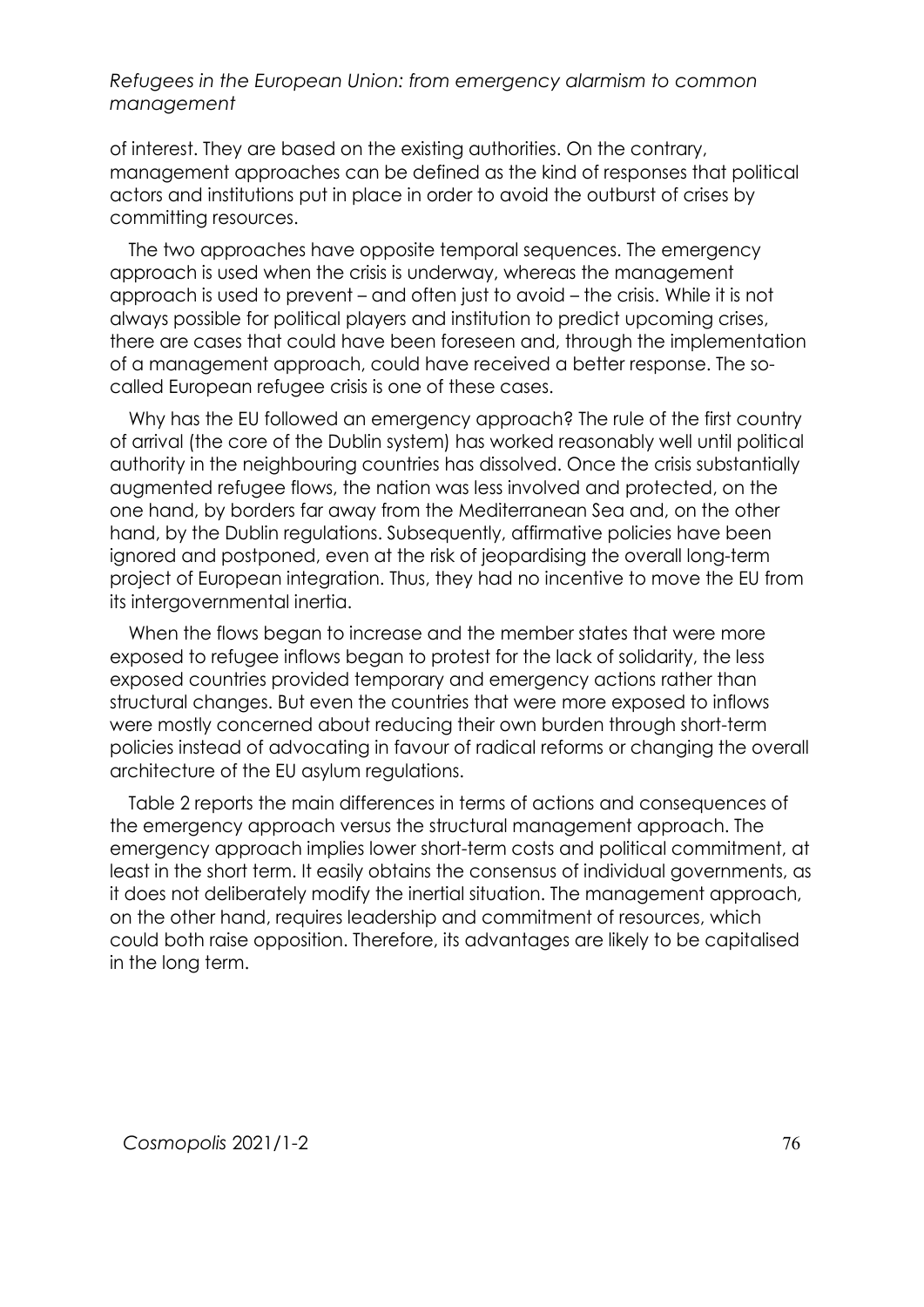of interest. They are based on the existing authorities. On the contrary, management approaches can be defined as the kind of responses that political actors and institutions put in place in order to avoid the outburst of crises by committing resources.

The two approaches have opposite temporal sequences. The emergency approach is used when the crisis is underway, whereas the management approach is used to prevent – and often just to avoid – the crisis. While it is not always possible for political players and institution to predict upcoming crises, there are cases that could have been foreseen and, through the implementation of a management approach, could have received a better response. The so-called European refugee crisis is one of these cases.

Why has the EU followed an emergency approach? The rule of the first country of arrival (the core of the Dublin system) has worked reasonably well until political authority in the neighbouring countries has dissolved. Once the crisis substantially augmented refugee flows, the nation was less involved and protected, on the one hand, by borders far away from the Mediterranean Sea and, on the other hand, by the Dublin regulations. Subsequently, affirmative policies have been ignored and postponed, even at the risk of jeopardising the overall long-term project of European integration. Thus, they had no incentive to move the EU from its intergovernmental inertia.

When the flows began to increase and the member states that were more exposed to refugee inflows began to protest for the lack of solidarity, the less exposed countries provided temporary and emergency actions rather than structural changes. But even the countries that were more exposed to inflows were mostly concerned about reducing their own burden through short-term policies instead of advocating in favour of radical reforms or changing the overall architecture of the EU asylum regulations.

Table 2 reports the main differences in terms of actions and consequences of the emergency approach versus the structural management approach. The emergency approach implies lower short-term costs and political commitment, at least in the short term. It easily obtains the consensus of individual governments, as it does not deliberately modify the inertial situation. The management approach, on the other hand, requires leadership and commitment of resources, which could both raise opposition. Therefore, its advantages are likely to be capitalised in the long term.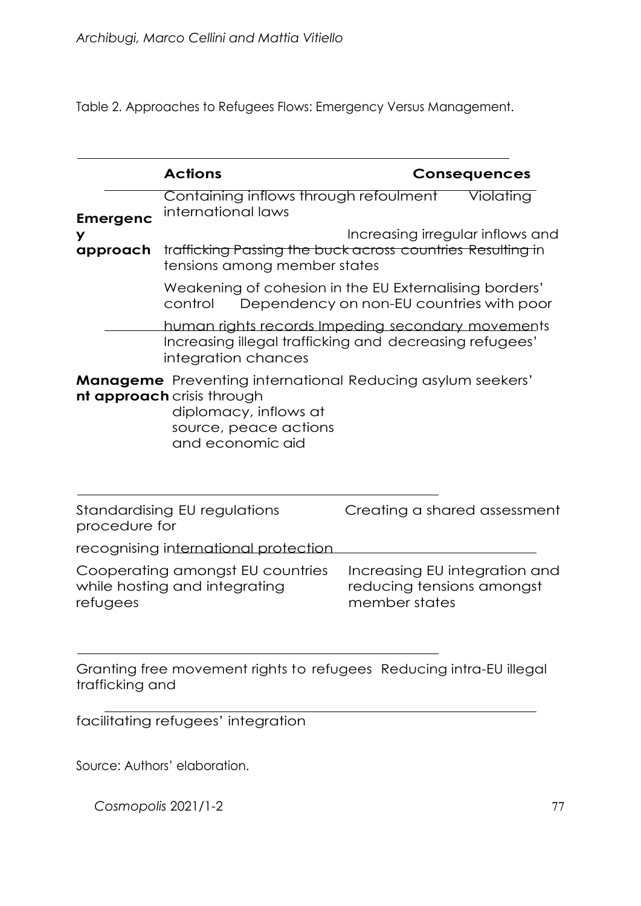Table 2. Approaches to Refugees Flows: Emergency Versus Management.

| | Actions | Consequences |
|---|---|---|
| **Emergency approach** | Containing inflows through refoulment | Violating international laws |
| | | Increasing irregular inflows and trafficking |
| | Passing the buck across countries | Resulting in tensions among member states |
| | | Weakening of cohesion in the EU |
| | Externalising borders' control | Dependency on non-EU countries with poor human rights records |
| | Impeding secondary movements | Increasing illegal trafficking and decreasing refugees' integration chances |
| **Management approach** | Preventing international crisis through diplomacy, inflows at source, peace actions and economic aid | Reducing asylum seekers' |
| | Standardising EU regulations procedure for recognising international protection | Creating a shared assessment |
| | Cooperating amongst EU countries while hosting and integrating refugees | Increasing EU integration and reducing tensions amongst member states |
| | Granting free movement rights to refugees | Reducing intra-EU illegal trafficking and facilitating refugees' integration |

Source: Authors' elaboration.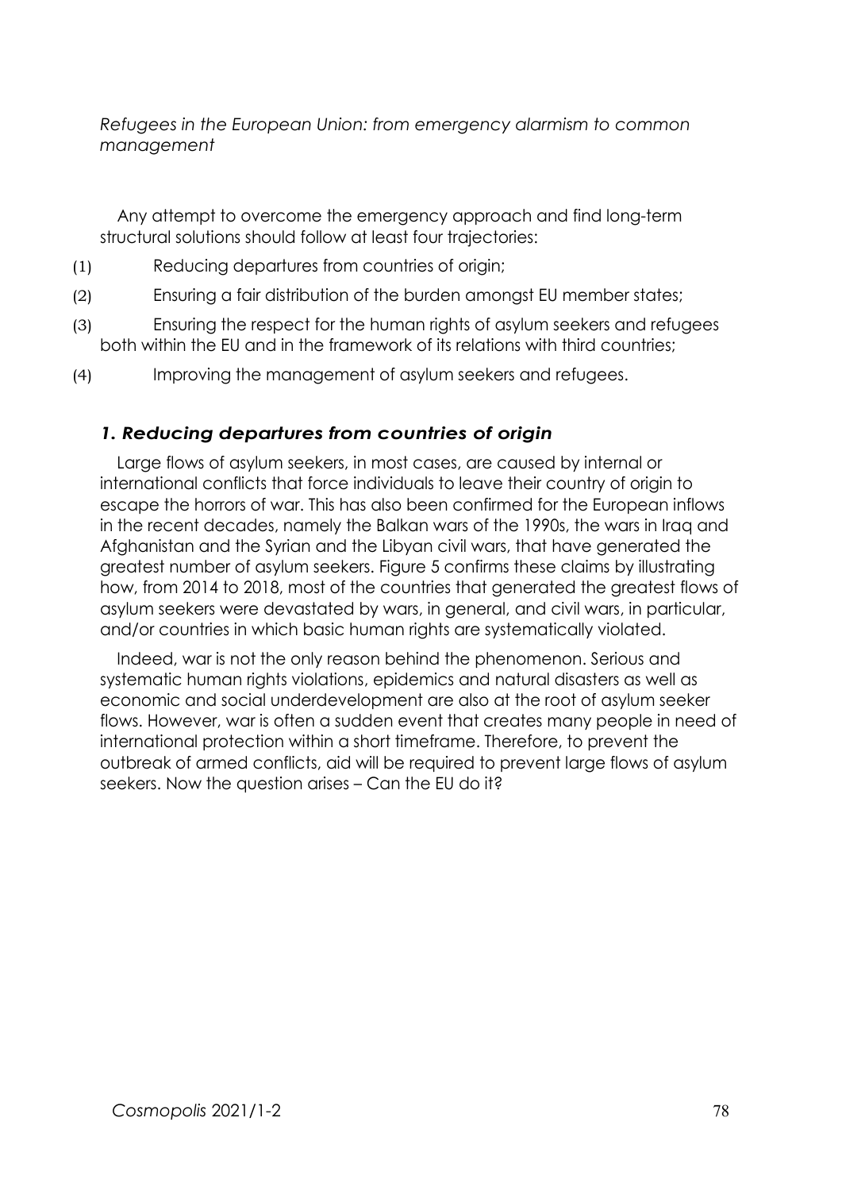*Refugees in the European Union: from emergency alarmism to common management*

Any attempt to overcome the emergency approach and find long-term structural solutions should follow at least four trajectories:

(1) Reducing departures from countries of origin;

(2) Ensuring a fair distribution of the burden amongst EU member states;

(3) Ensuring the respect for the human rights of asylum seekers and refugees both within the EU and in the framework of its relations with third countries;

(4) Improving the management of asylum seekers and refugees.

### *1. Reducing departures from countries of origin*

Large flows of asylum seekers, in most cases, are caused by internal or international conflicts that force individuals to leave their country of origin to escape the horrors of war. This has also been confirmed for the European inflows in the recent decades, namely the Balkan wars of the 1990s, the wars in Iraq and Afghanistan and the Syrian and the Libyan civil wars, that have generated the greatest number of asylum seekers. Figure 5 confirms these claims by illustrating how, from 2014 to 2018, most of the countries that generated the greatest flows of asylum seekers were devastated by wars, in general, and civil wars, in particular, and/or countries in which basic human rights are systematically violated.

Indeed, war is not the only reason behind the phenomenon. Serious and systematic human rights violations, epidemics and natural disasters as well as economic and social underdevelopment are also at the root of asylum seeker flows. However, war is often a sudden event that creates many people in need of international protection within a short timeframe. Therefore, to prevent the outbreak of armed conflicts, aid will be required to prevent large flows of asylum seekers. Now the question arises – Can the EU do it?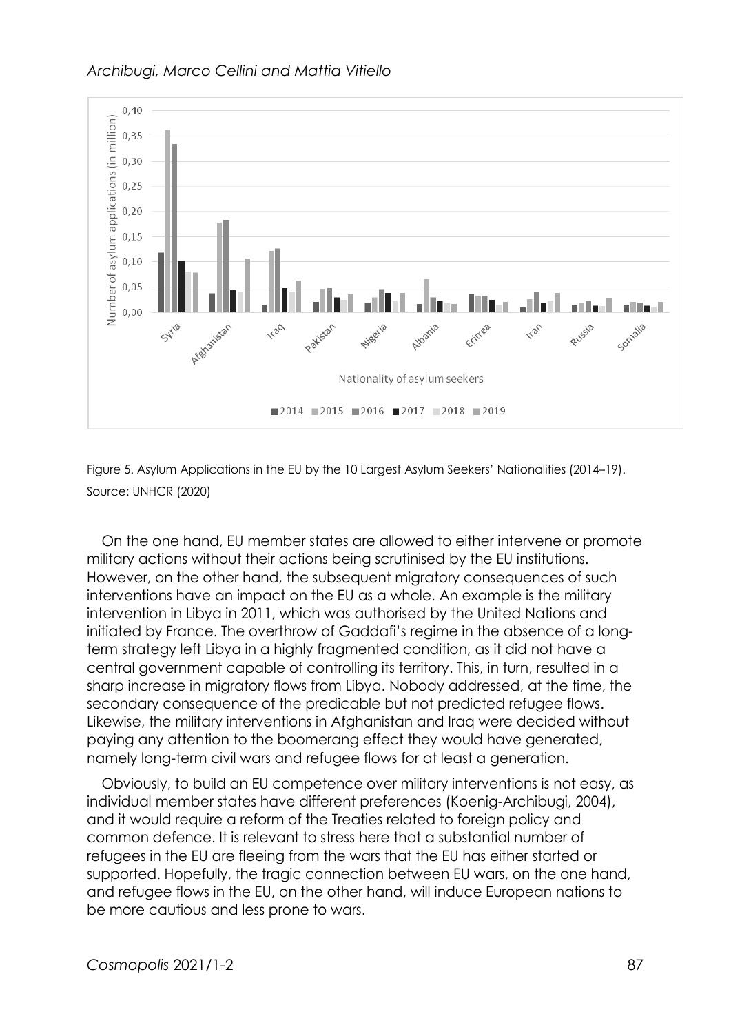Figure 5. Asylum Applications in the EU by the 10 Largest Asylum Seekers' Nationalities (2014–19). Source: UNHCR (2020)

On the one hand, EU member states are allowed to either intervene or promote military actions without their actions being scrutinised by the EU institutions. However, on the other hand, the subsequent migratory consequences of such interventions have an impact on the EU as a whole. An example is the military intervention in Libya in 2011, which was authorised by the United Nations and initiated by France. The overthrow of Gaddafi's regime in the absence of a long-term strategy left Libya in a highly fragmented condition, as it did not have a central government capable of controlling its territory. This, in turn, resulted in a sharp increase in migratory flows from Libya. Nobody addressed, at the time, the secondary consequence of the predicable but not predicted refugee flows. Likewise, the military interventions in Afghanistan and Iraq were decided without paying any attention to the boomerang effect they would have generated, namely long-term civil wars and refugee flows for at least a generation.

Obviously, to build an EU competence over military interventions is not easy, as individual member states have different preferences (Koenig-Archibugi, 2004), and it would require a reform of the Treaties related to foreign policy and common defence. It is relevant to stress here that a substantial number of refugees in the EU are fleeing from the wars that the EU has either started or supported. Hopefully, the tragic connection between EU wars, on the one hand, and refugee flows in the EU, on the other hand, will induce European nations to be more cautious and less prone to wars.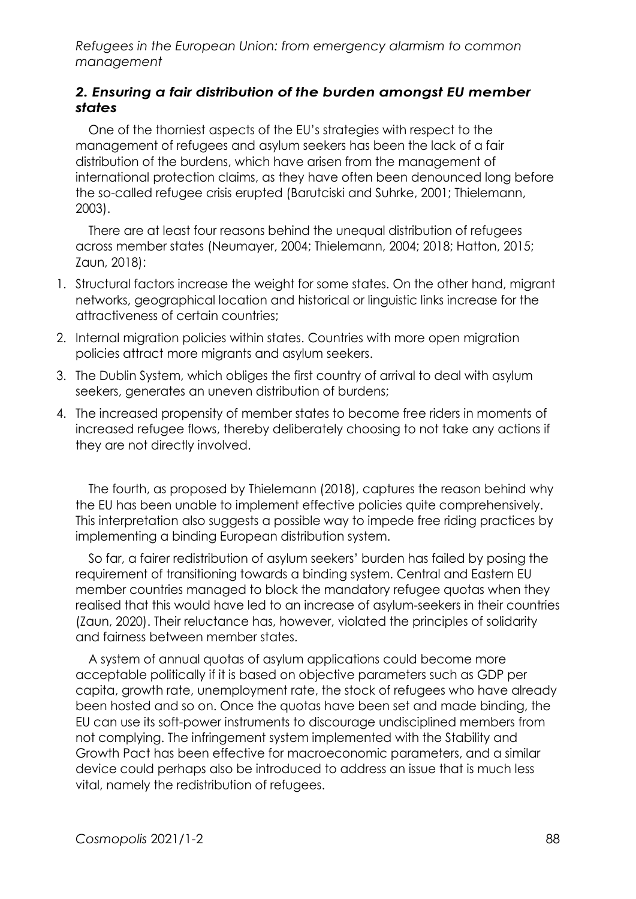## *2. Ensuring a fair distribution of the burden amongst EU member states*

One of the thorniest aspects of the EU's strategies with respect to the management of refugees and asylum seekers has been the lack of a fair distribution of the burdens, which have arisen from the management of international protection claims, as they have often been denounced long before the so-called refugee crisis erupted (Barutciski and Suhrke, 2001; Thielemann, 2003).

There are at least four reasons behind the unequal distribution of refugees across member states (Neumayer, 2004; Thielemann, 2004; 2018; Hatton, 2015; Zaun, 2018):

1. Structural factors increase the weight for some states. On the other hand, migrant networks, geographical location and historical or linguistic links increase for the attractiveness of certain countries;
2. Internal migration policies within states. Countries with more open migration policies attract more migrants and asylum seekers.
3. The Dublin System, which obliges the first country of arrival to deal with asylum seekers, generates an uneven distribution of burdens;
4. The increased propensity of member states to become free riders in moments of increased refugee flows, thereby deliberately choosing to not take any actions if they are not directly involved.

The fourth, as proposed by Thielemann (2018), captures the reason behind why the EU has been unable to implement effective policies quite comprehensively. This interpretation also suggests a possible way to impede free riding practices by implementing a binding European distribution system.

So far, a fairer redistribution of asylum seekers' burden has failed by posing the requirement of transitioning towards a binding system. Central and Eastern EU member countries managed to block the mandatory refugee quotas when they realised that this would have led to an increase of asylum-seekers in their countries (Zaun, 2020). Their reluctance has, however, violated the principles of solidarity and fairness between member states.

A system of annual quotas of asylum applications could become more acceptable politically if it is based on objective parameters such as GDP per capita, growth rate, unemployment rate, the stock of refugees who have already been hosted and so on. Once the quotas have been set and made binding, the EU can use its soft-power instruments to discourage undisciplined members from not complying. The infringement system implemented with the Stability and Growth Pact has been effective for macroeconomic parameters, and a similar device could perhaps also be introduced to address an issue that is much less vital, namely the redistribution of refugees.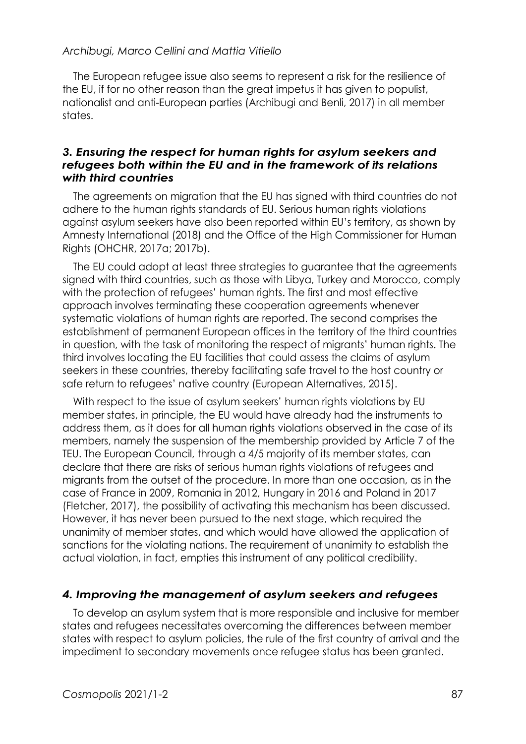The European refugee issue also seems to represent a risk for the resilience of the EU, if for no other reason than the great impetus it has given to populist, nationalist and anti-European parties (Archibugi and Benli, 2017) in all member states.

### *3. Ensuring the respect for human rights for asylum seekers and refugees both within the EU and in the framework of its relations with third countries*

The agreements on migration that the EU has signed with third countries do not adhere to the human rights standards of EU. Serious human rights violations against asylum seekers have also been reported within EU's territory, as shown by Amnesty International (2018) and the Office of the High Commissioner for Human Rights (OHCHR, 2017a; 2017b).

The EU could adopt at least three strategies to guarantee that the agreements signed with third countries, such as those with Libya, Turkey and Morocco, comply with the protection of refugees' human rights. The first and most effective approach involves terminating these cooperation agreements whenever systematic violations of human rights are reported. The second comprises the establishment of permanent European offices in the territory of the third countries in question, with the task of monitoring the respect of migrants' human rights. The third involves locating the EU facilities that could assess the claims of asylum seekers in these countries, thereby facilitating safe travel to the host country or safe return to refugees' native country (European Alternatives, 2015).

With respect to the issue of asylum seekers' human rights violations by EU member states, in principle, the EU would have already had the instruments to address them, as it does for all human rights violations observed in the case of its members, namely the suspension of the membership provided by Article 7 of the TEU. The European Council, through a 4/5 majority of its member states, can declare that there are risks of serious human rights violations of refugees and migrants from the outset of the procedure. In more than one occasion, as in the case of France in 2009, Romania in 2012, Hungary in 2016 and Poland in 2017 (Fletcher, 2017), the possibility of activating this mechanism has been discussed. However, it has never been pursued to the next stage, which required the unanimity of member states, and which would have allowed the application of sanctions for the violating nations. The requirement of unanimity to establish the actual violation, in fact, empties this instrument of any political credibility.

### *4. Improving the management of asylum seekers and refugees*

To develop an asylum system that is more responsible and inclusive for member states and refugees necessitates overcoming the differences between member states with respect to asylum policies, the rule of the first country of arrival and the impediment to secondary movements once refugee status has been granted.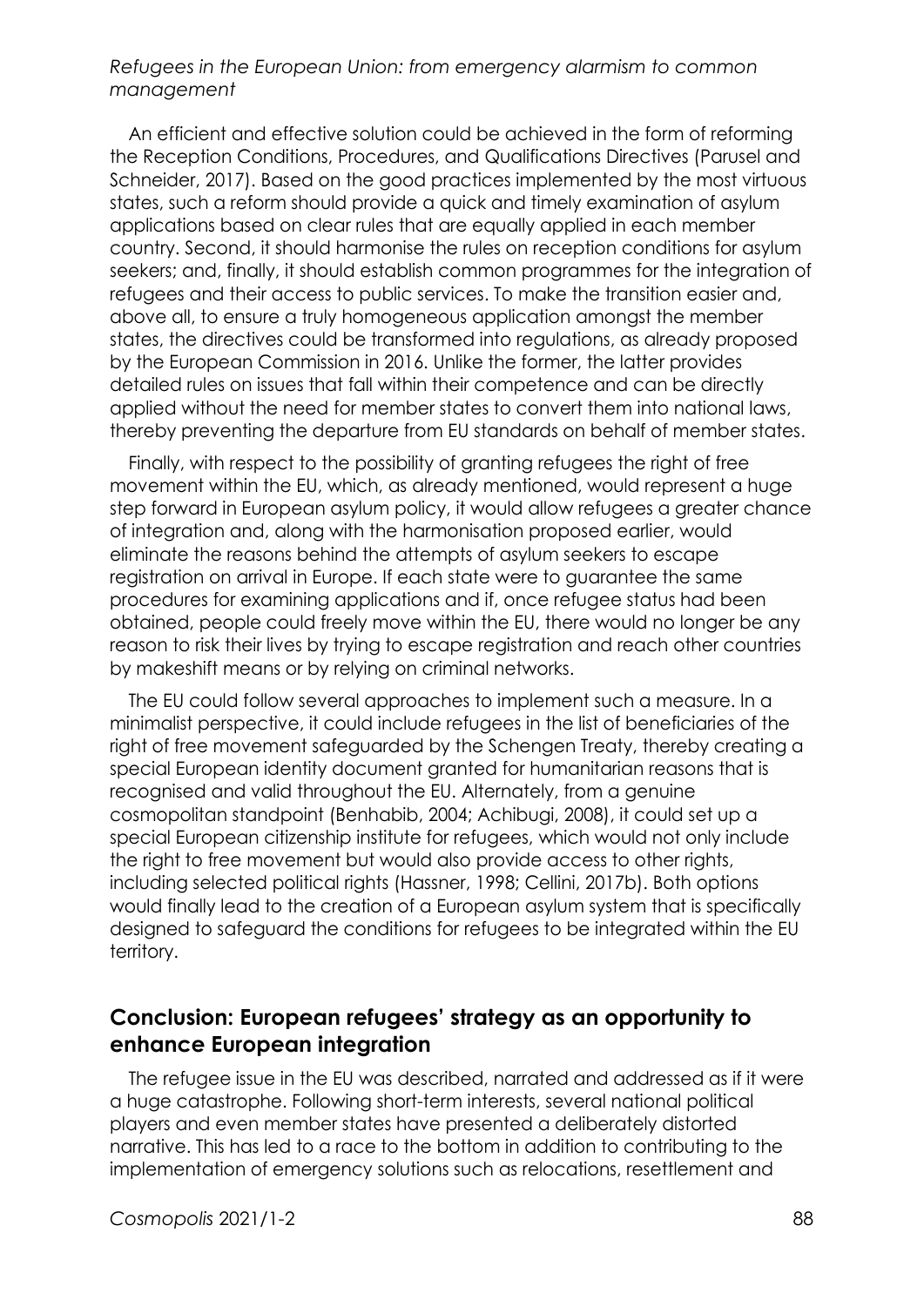An efficient and effective solution could be achieved in the form of reforming the Reception Conditions, Procedures, and Qualifications Directives (Parusel and Schneider, 2017). Based on the good practices implemented by the most virtuous states, such a reform should provide a quick and timely examination of asylum applications based on clear rules that are equally applied in each member country. Second, it should harmonise the rules on reception conditions for asylum seekers; and, finally, it should establish common programmes for the integration of refugees and their access to public services. To make the transition easier and, above all, to ensure a truly homogeneous application amongst the member states, the directives could be transformed into regulations, as already proposed by the European Commission in 2016. Unlike the former, the latter provides detailed rules on issues that fall within their competence and can be directly applied without the need for member states to convert them into national laws, thereby preventing the departure from EU standards on behalf of member states.

Finally, with respect to the possibility of granting refugees the right of free movement within the EU, which, as already mentioned, would represent a huge step forward in European asylum policy, it would allow refugees a greater chance of integration and, along with the harmonisation proposed earlier, would eliminate the reasons behind the attempts of asylum seekers to escape registration on arrival in Europe. If each state were to guarantee the same procedures for examining applications and if, once refugee status had been obtained, people could freely move within the EU, there would no longer be any reason to risk their lives by trying to escape registration and reach other countries by makeshift means or by relying on criminal networks.

The EU could follow several approaches to implement such a measure. In a minimalist perspective, it could include refugees in the list of beneficiaries of the right of free movement safeguarded by the Schengen Treaty, thereby creating a special European identity document granted for humanitarian reasons that is recognised and valid throughout the EU. Alternately, from a genuine cosmopolitan standpoint (Benhabib, 2004; Achibugi, 2008), it could set up a special European citizenship institute for refugees, which would not only include the right to free movement but would also provide access to other rights, including selected political rights (Hassner, 1998; Cellini, 2017b). Both options would finally lead to the creation of a European asylum system that is specifically designed to safeguard the conditions for refugees to be integrated within the EU territory.

## Conclusion: European refugees' strategy as an opportunity to enhance European integration

The refugee issue in the EU was described, narrated and addressed as if it were a huge catastrophe. Following short-term interests, several national political players and even member states have presented a deliberately distorted narrative. This has led to a race to the bottom in addition to contributing to the implementation of emergency solutions such as relocations, resettlement and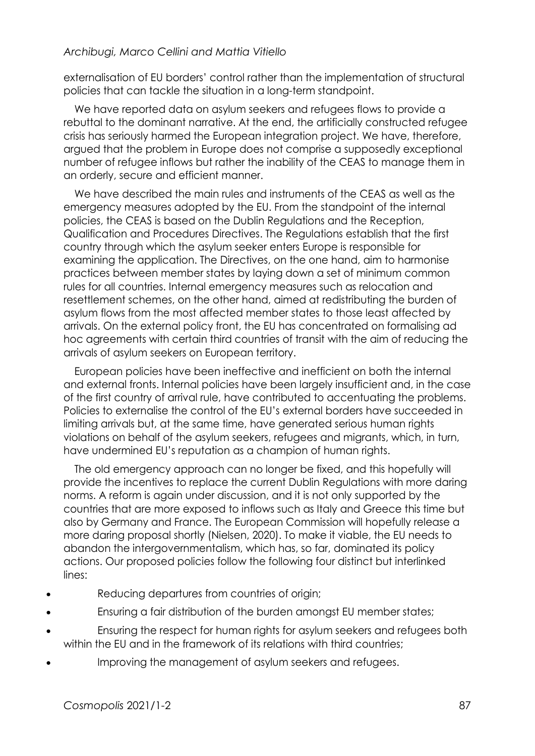externalisation of EU borders' control rather than the implementation of structural policies that can tackle the situation in a long-term standpoint.

We have reported data on asylum seekers and refugees flows to provide a rebuttal to the dominant narrative. At the end, the artificially constructed refugee crisis has seriously harmed the European integration project. We have, therefore, argued that the problem in Europe does not comprise a supposedly exceptional number of refugee inflows but rather the inability of the CEAS to manage them in an orderly, secure and efficient manner.

We have described the main rules and instruments of the CEAS as well as the emergency measures adopted by the EU. From the standpoint of the internal policies, the CEAS is based on the Dublin Regulations and the Reception, Qualification and Procedures Directives. The Regulations establish that the first country through which the asylum seeker enters Europe is responsible for examining the application. The Directives, on the one hand, aim to harmonise practices between member states by laying down a set of minimum common rules for all countries. Internal emergency measures such as relocation and resettlement schemes, on the other hand, aimed at redistributing the burden of asylum flows from the most affected member states to those least affected by arrivals. On the external policy front, the EU has concentrated on formalising ad hoc agreements with certain third countries of transit with the aim of reducing the arrivals of asylum seekers on European territory.

European policies have been ineffective and inefficient on both the internal and external fronts. Internal policies have been largely insufficient and, in the case of the first country of arrival rule, have contributed to accentuating the problems. Policies to externalise the control of the EU's external borders have succeeded in limiting arrivals but, at the same time, have generated serious human rights violations on behalf of the asylum seekers, refugees and migrants, which, in turn, have undermined EU's reputation as a champion of human rights.

The old emergency approach can no longer be fixed, and this hopefully will provide the incentives to replace the current Dublin Regulations with more daring norms. A reform is again under discussion, and it is not only supported by the countries that are more exposed to inflows such as Italy and Greece this time but also by Germany and France. The European Commission will hopefully release a more daring proposal shortly (Nielsen, 2020). To make it viable, the EU needs to abandon the intergovernmentalism, which has, so far, dominated its policy actions. Our proposed policies follow the following four distinct but interlinked lines:

- Reducing departures from countries of origin;
- Ensuring a fair distribution of the burden amongst EU member states;
- Ensuring the respect for human rights for asylum seekers and refugees both within the EU and in the framework of its relations with third countries;
- Improving the management of asylum seekers and refugees.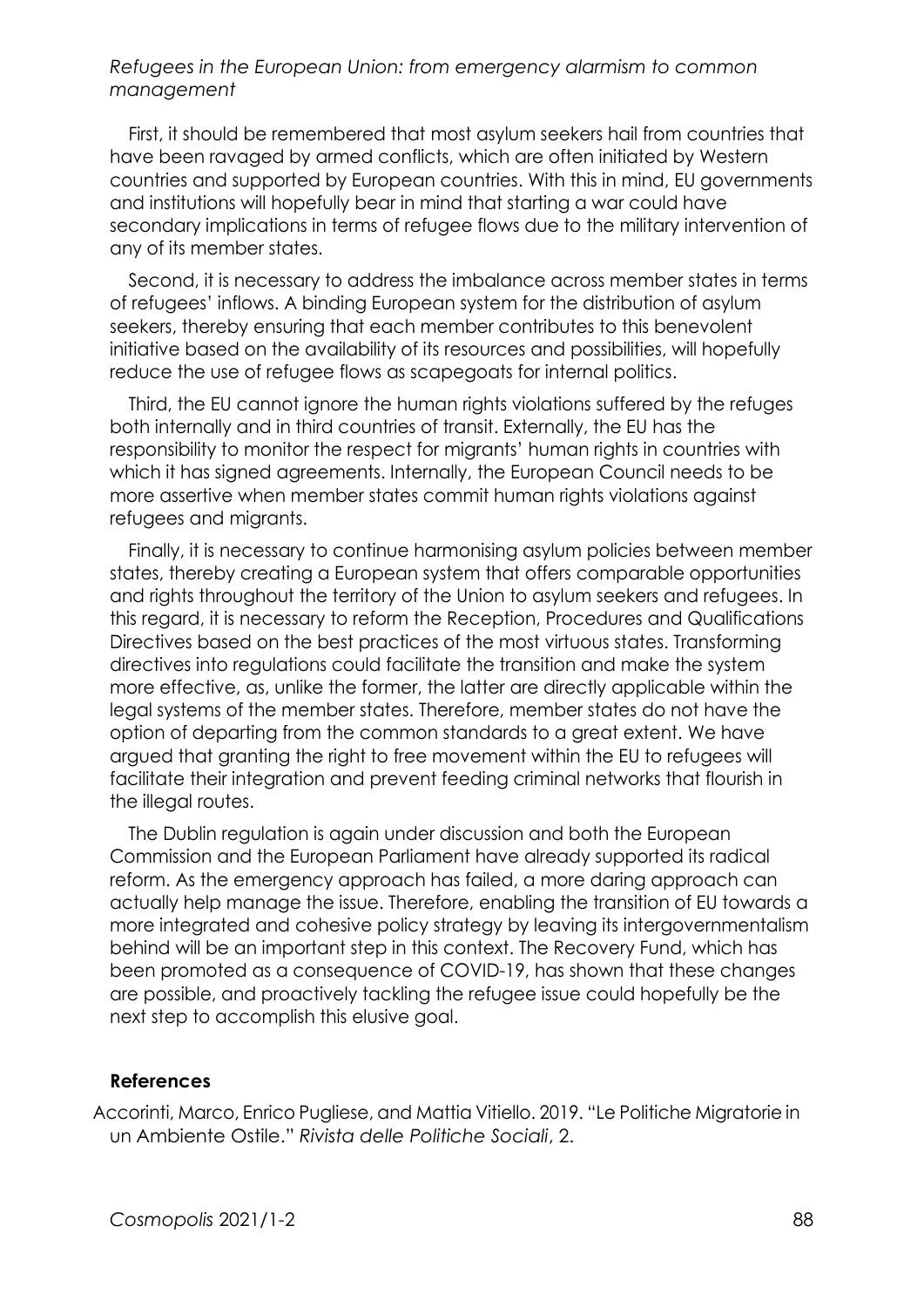First, it should be remembered that most asylum seekers hail from countries that have been ravaged by armed conflicts, which are often initiated by Western countries and supported by European countries. With this in mind, EU governments and institutions will hopefully bear in mind that starting a war could have secondary implications in terms of refugee flows due to the military intervention of any of its member states.

Second, it is necessary to address the imbalance across member states in terms of refugees' inflows. A binding European system for the distribution of asylum seekers, thereby ensuring that each member contributes to this benevolent initiative based on the availability of its resources and possibilities, will hopefully reduce the use of refugee flows as scapegoats for internal politics.

Third, the EU cannot ignore the human rights violations suffered by the refuges both internally and in third countries of transit. Externally, the EU has the responsibility to monitor the respect for migrants' human rights in countries with which it has signed agreements. Internally, the European Council needs to be more assertive when member states commit human rights violations against refugees and migrants.

Finally, it is necessary to continue harmonising asylum policies between member states, thereby creating a European system that offers comparable opportunities and rights throughout the territory of the Union to asylum seekers and refugees. In this regard, it is necessary to reform the Reception, Procedures and Qualifications Directives based on the best practices of the most virtuous states. Transforming directives into regulations could facilitate the transition and make the system more effective, as, unlike the former, the latter are directly applicable within the legal systems of the member states. Therefore, member states do not have the option of departing from the common standards to a great extent. We have argued that granting the right to free movement within the EU to refugees will facilitate their integration and prevent feeding criminal networks that flourish in the illegal routes.

The Dublin regulation is again under discussion and both the European Commission and the European Parliament have already supported its radical reform. As the emergency approach has failed, a more daring approach can actually help manage the issue. Therefore, enabling the transition of EU towards a more integrated and cohesive policy strategy by leaving its intergovernmentalism behind will be an important step in this context. The Recovery Fund, which has been promoted as a consequence of COVID-19, has shown that these changes are possible, and proactively tackling the refugee issue could hopefully be the next step to accomplish this elusive goal.

## References

Accorinti, Marco, Enrico Pugliese, and Mattia Vitiello. 2019. "Le Politiche Migratorie in un Ambiente Ostile." *Rivista delle Politiche Sociali*, 2.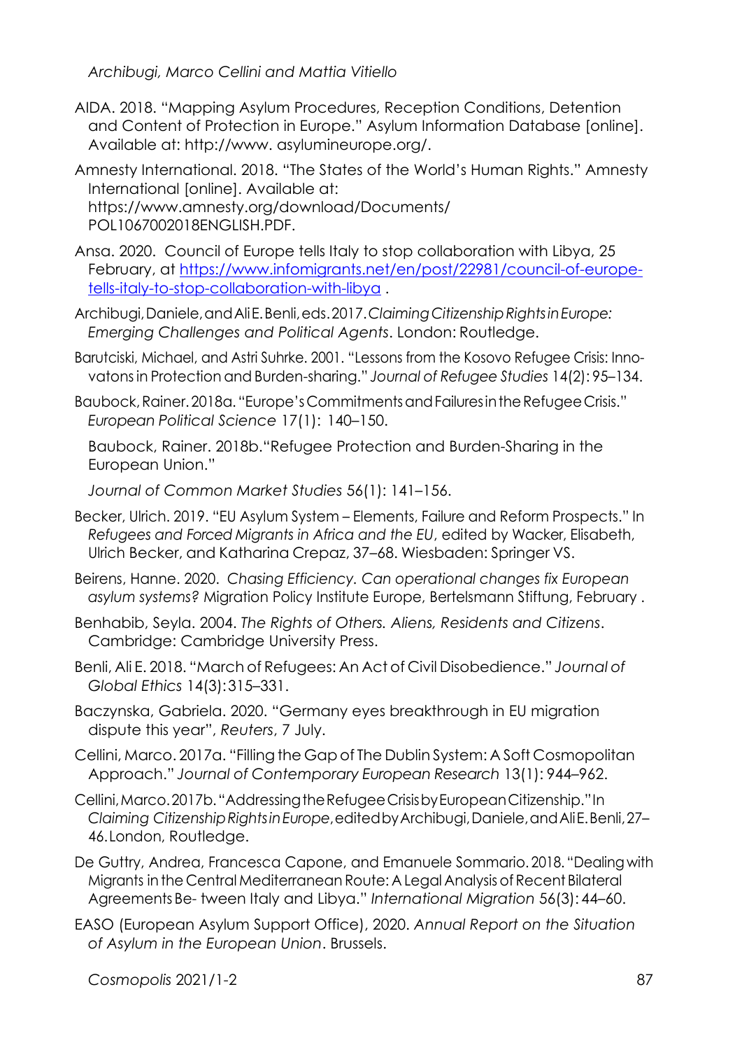AIDA. 2018. "Mapping Asylum Procedures, Reception Conditions, Detention and Content of Protection in Europe." Asylum Information Database [online]. Available at: http://www. asylumineurope.org/.

Amnesty International. 2018. "The States of the World's Human Rights." Amnesty International [online]. Available at: https://www.amnesty.org/download/Documents/ POL1067002018ENGLISH.PDF.

Ansa. 2020. Council of Europe tells Italy to stop collaboration with Libya, 25 February, at https://www.infomigrants.net/en/post/22981/council-of-europe-tells-italy-to-stop-collaboration-with-libya .

Archibugi, Daniele, and Ali E. Benli, eds. 2017. *Claiming Citizenship Rights in Europe: Emerging Challenges and Political Agents*. London: Routledge.

Barutciski, Michael, and Astri Suhrke. 2001. "Lessons from the Kosovo Refugee Crisis: Innovatons in Protection and Burden-sharing." *Journal of Refugee Studies* 14(2): 95–134.

Baubock, Rainer. 2018a. "Europe's Commitments and Failures in the Refugee Crisis." *European Political Science* 17(1): 140–150.

Baubock, Rainer. 2018b."Refugee Protection and Burden-Sharing in the European Union."

*Journal of Common Market Studies* 56(1): 141–156.

Becker, Ulrich. 2019. "EU Asylum System – Elements, Failure and Reform Prospects." In *Refugees and Forced Migrants in Africa and the EU*, edited by Wacker, Elisabeth, Ulrich Becker, and Katharina Crepaz, 37–68. Wiesbaden: Springer VS.

Beirens, Hanne. 2020. *Chasing Efficiency. Can operational changes fix European asylum systems?* Migration Policy Institute Europe, Bertelsmann Stiftung, February .

Benhabib, Seyla. 2004. *The Rights of Others. Aliens, Residents and Citizens*. Cambridge: Cambridge University Press.

Benli, Ali E. 2018. "March of Refugees: An Act of Civil Disobedience." *Journal of Global Ethics* 14(3): 315–331.

Baczynska, Gabriela. 2020. "Germany eyes breakthrough in EU migration dispute this year", *Reuters*, 7 July.

Cellini, Marco. 2017a. "Filling the Gap of The Dublin System: A Soft Cosmopolitan Approach." *Journal of Contemporary European Research* 13(1): 944–962.

Cellini, Marco. 2017b. "Addressing the Refugee Crisis by European Citizenship." In *Claiming Citizenship Rights in Europe*, edited by Archibugi, Daniele, and Ali E. Benli, 27–46. London, Routledge.

De Guttry, Andrea, Francesca Capone, and Emanuele Sommario. 2018. "Dealing with Migrants in the Central Mediterranean Route: A Legal Analysis of Recent Bilateral Agreements Be- tween Italy and Libya." *International Migration* 56(3): 44–60.

EASO (European Asylum Support Office), 2020. *Annual Report on the Situation of Asylum in the European Union*. Brussels.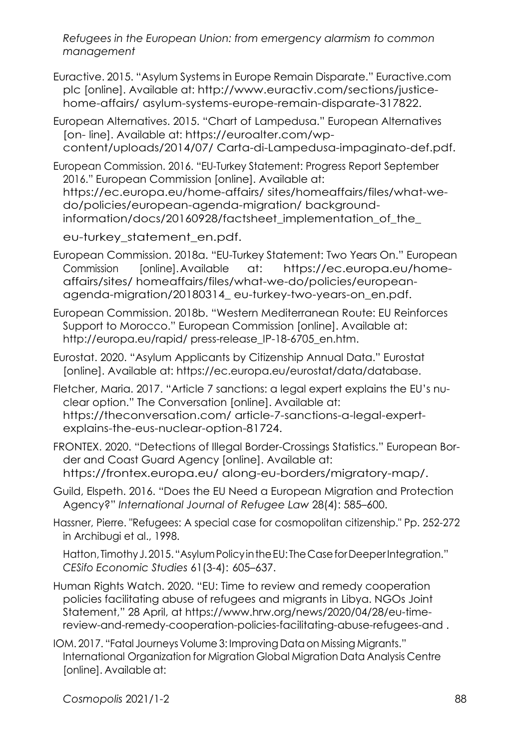Euractive. 2015. "Asylum Systems in Europe Remain Disparate." Euractive.com plc [online]. Available at: http://www.euractiv.com/sections/justice-home-affairs/ asylum-systems-europe-remain-disparate-317822.

European Alternatives. 2015. "Chart of Lampedusa." European Alternatives [on- line]. Available at: https://euroalter.com/wp-content/uploads/2014/07/ Carta-di-Lampedusa-impaginato-def.pdf.

European Commission. 2016. "EU-Turkey Statement: Progress Report September 2016." European Commission [online]. Available at: https://ec.europa.eu/home-affairs/ sites/homeaffairs/files/what-we-do/policies/european-agenda-migration/ background-information/docs/20160928/factsheet_implementation_of_the_ eu-turkey_statement_en.pdf.

European Commission. 2018a. "EU-Turkey Statement: Two Years On." European Commission [online]. Available at: https://ec.europa.eu/home-affairs/sites/ homeaffairs/files/what-we-do/policies/european-agenda-migration/20180314_ eu-turkey-two-years-on_en.pdf.

European Commission. 2018b. "Western Mediterranean Route: EU Reinforces Support to Morocco." European Commission [online]. Available at: http://europa.eu/rapid/ press-release_IP-18-6705_en.htm.

Eurostat. 2020. "Asylum Applicants by Citizenship Annual Data." Eurostat [online]. Available at: https://ec.europa.eu/eurostat/data/database.

Fletcher, Maria. 2017. "Article 7 sanctions: a legal expert explains the EU's nu-clear option." The Conversation [online]. Available at: https://theconversation.com/ article-7-sanctions-a-legal-expert-explains-the-eus-nuclear-option-81724.

FRONTEX. 2020. "Detections of Illegal Border-Crossings Statistics." European Bor-der and Coast Guard Agency [online]. Available at: https://frontex.europa.eu/ along-eu-borders/migratory-map/.

Guild, Elspeth. 2016. "Does the EU Need a European Migration and Protection Agency?" *International Journal of Refugee Law* 28(4): 585–600.

Hassner, Pierre. "Refugees: A special case for cosmopolitan citizenship." Pp. 252-272 in Archibugi et al., 1998.

Hatton, Timothy J. 2015. "Asylum Policy in the EU: The Case for Deeper Integration." *CESifo Economic Studies* 61(3-4): 605–637.

Human Rights Watch. 2020. "EU: Time to review and remedy cooperation policies facilitating abuse of refugees and migrants in Libya. NGOs Joint Statement," 28 April, at https://www.hrw.org/news/2020/04/28/eu-time-review-and-remedy-cooperation-policies-facilitating-abuse-refugees-and .

IOM. 2017. "Fatal Journeys Volume 3: Improving Data on Missing Migrants." International Organization for Migration Global Migration Data Analysis Centre [online]. Available at: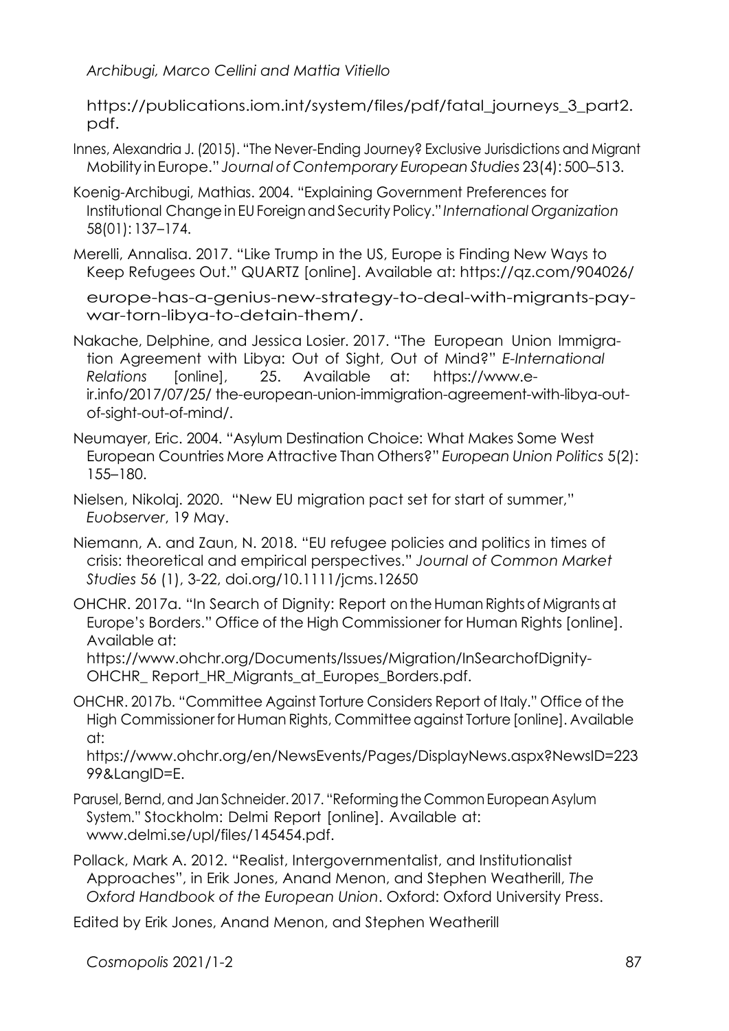Archibugi, Marco Cellini and Mattia Vitiello

https://publications.iom.int/system/files/pdf/fatal_journeys_3_part2.pdf.

Innes, Alexandria J. (2015). "The Never-Ending Journey? Exclusive Jurisdictions and Migrant Mobility in Europe." *Journal of Contemporary European Studies* 23(4): 500–513.

Koenig-Archibugi, Mathias. 2004. "Explaining Government Preferences for Institutional Change in EU Foreign and Security Policy." *International Organization* 58(01): 137–174.

Merelli, Annalisa. 2017. "Like Trump in the US, Europe is Finding New Ways to Keep Refugees Out." QUARTZ [online]. Available at: https://qz.com/904026/europe-has-a-genius-new-strategy-to-deal-with-migrants-pay-war-torn-libya-to-detain-them/.

Nakache, Delphine, and Jessica Losier. 2017. "The European Union Immigration Agreement with Libya: Out of Sight, Out of Mind?" *E-International Relations* [online], 25. Available at: https://www.e-ir.info/2017/07/25/ the-european-union-immigration-agreement-with-libya-out-of-sight-out-of-mind/.

Neumayer, Eric. 2004. "Asylum Destination Choice: What Makes Some West European Countries More Attractive Than Others?" *European Union Politics* 5(2): 155–180.

Nielsen, Nikolaj. 2020. "New EU migration pact set for start of summer," *Euobserver*, 19 May.

Niemann, A. and Zaun, N. 2018. "EU refugee policies and politics in times of crisis: theoretical and empirical perspectives." *Journal of Common Market Studies* 56 (1), 3-22, doi.org/10.1111/jcms.12650

OHCHR. 2017a. "In Search of Dignity: Report on the Human Rights of Migrants at Europe's Borders." Office of the High Commissioner for Human Rights [online]. Available at: https://www.ohchr.org/Documents/Issues/Migration/InSearchofDignity-OHCHR_ Report_HR_Migrants_at_Europes_Borders.pdf.

OHCHR. 2017b. "Committee Against Torture Considers Report of Italy." Office of the High Commissioner for Human Rights, Committee against Torture [online]. Available at: https://www.ohchr.org/en/NewsEvents/Pages/DisplayNews.aspx?NewsID=22399&LangID=E.

Parusel, Bernd, and Jan Schneider. 2017. "Reforming the Common European Asylum System." Stockholm: Delmi Report [online]. Available at: www.delmi.se/upl/files/145454.pdf.

Pollack, Mark A. 2012. "Realist, Intergovernmentalist, and Institutionalist Approaches", in Erik Jones, Anand Menon, and Stephen Weatherill, *The Oxford Handbook of the European Union*. Oxford: Oxford University Press.

Edited by Erik Jones, Anand Menon, and Stephen Weatherill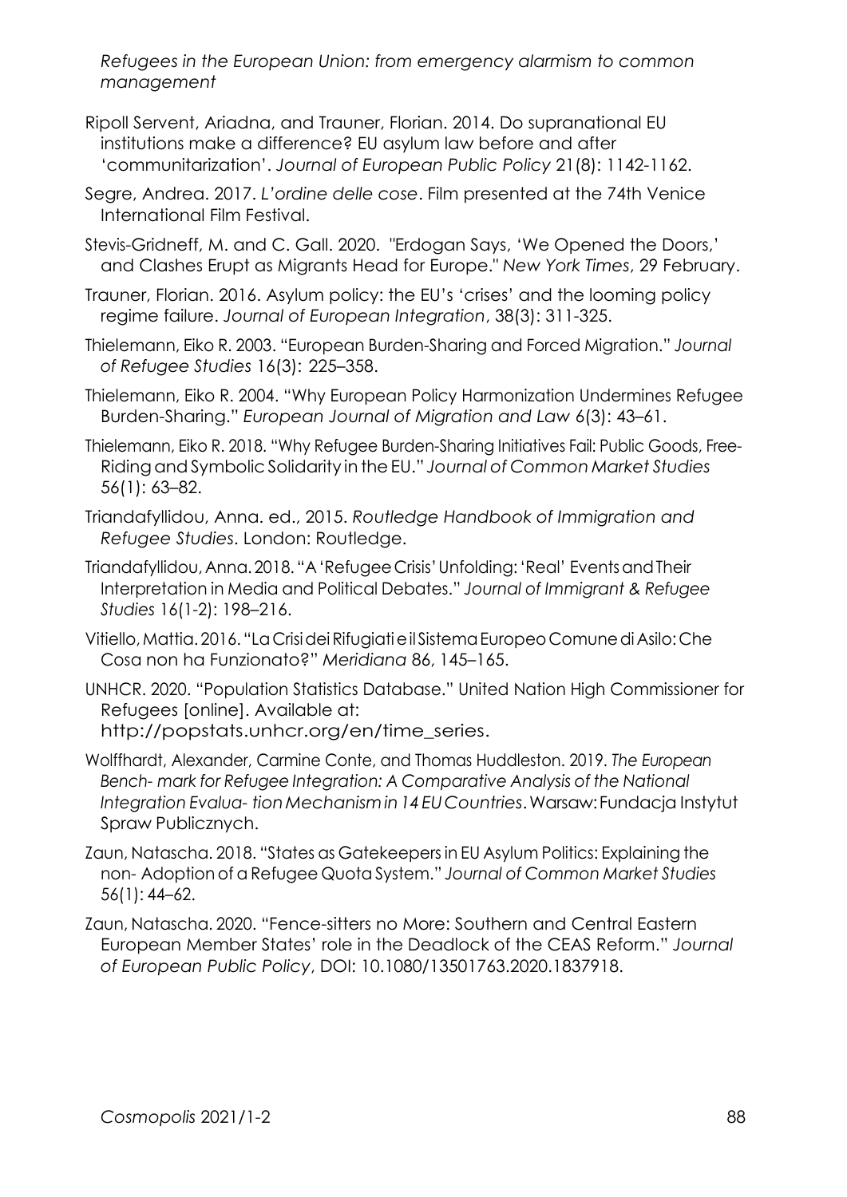Ripoll Servent, Ariadna, and Trauner, Florian. 2014. Do supranational EU institutions make a difference? EU asylum law before and after 'communitarization'. *Journal of European Public Policy* 21(8): 1142-1162.

Segre, Andrea. 2017. *L'ordine delle cose*. Film presented at the 74th Venice International Film Festival.

Stevis-Gridneff, M. and C. Gall. 2020. "Erdogan Says, 'We Opened the Doors,' and Clashes Erupt as Migrants Head for Europe." *New York Times*, 29 February.

Trauner, Florian. 2016. Asylum policy: the EU's 'crises' and the looming policy regime failure. *Journal of European Integration*, 38(3): 311-325.

Thielemann, Eiko R. 2003. "European Burden-Sharing and Forced Migration." *Journal of Refugee Studies* 16(3): 225–358.

Thielemann, Eiko R. 2004. "Why European Policy Harmonization Undermines Refugee Burden-Sharing." *European Journal of Migration and Law* 6(3): 43–61.

Thielemann, Eiko R. 2018. "Why Refugee Burden-Sharing Initiatives Fail: Public Goods, Free-Riding and Symbolic Solidarity in the EU." *Journal of Common Market Studies* 56(1): 63–82.

Triandafyllidou, Anna. ed., 2015. *Routledge Handbook of Immigration and Refugee Studies*. London: Routledge.

Triandafyllidou, Anna. 2018. "A 'Refugee Crisis' Unfolding: 'Real' Events and Their Interpretation in Media and Political Debates." *Journal of Immigrant & Refugee Studies* 16(1-2): 198–216.

Vitiello, Mattia. 2016. "La Crisi dei Rifugiati e il Sistema Europeo Comune di Asilo: Che Cosa non ha Funzionato?" *Meridiana* 86, 145–165.

UNHCR. 2020. "Population Statistics Database." United Nation High Commissioner for Refugees [online]. Available at: http://popstats.unhcr.org/en/time_series.

Wolffhardt, Alexander, Carmine Conte, and Thomas Huddleston. 2019. *The European Bench- mark for Refugee Integration: A Comparative Analysis of the National Integration Evalua- tion Mechanism in 14 EU Countries*. Warsaw: Fundacja Instytut Spraw Publicznych.

Zaun, Natascha. 2018. "States as Gatekeepers in EU Asylum Politics: Explaining the non- Adoption of a Refugee Quota System." *Journal of Common Market Studies* 56(1): 44–62.

Zaun, Natascha. 2020. "Fence-sitters no More: Southern and Central Eastern European Member States' role in the Deadlock of the CEAS Reform." *Journal of European Public Policy*, DOI: 10.1080/13501763.2020.1837918.